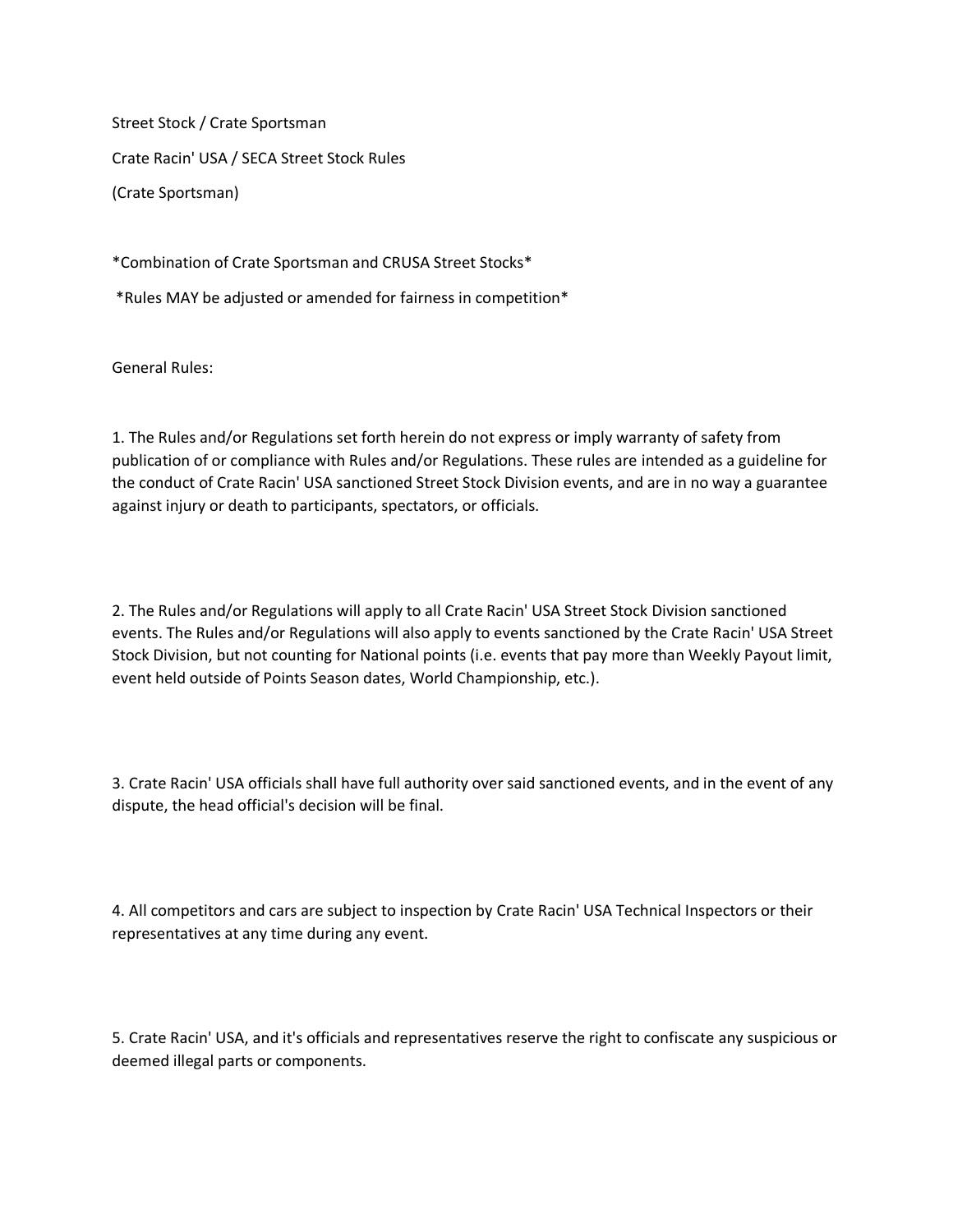# Street Stock / Crate Sportsman

## Crate Racin' USA / SECA Street Stock Rules

(Crate Sportsman)

*Combination of Crate Sportsman and CRUSA Street Stocks*

*Rules MAY be adjusted or amended for fairness in competition*

## General Rules:

1. The Rules and/or Regulations set forth herein do not express or imply warranty of safety from publication of or compliance with Rules and/or Regulations. These rules are intended as a guideline for the conduct of Crate Racin' USA sanctioned Street Stock Division events, and are in no way a guarantee against injury or death to participants, spectators, or officials.

2. The Rules and/or Regulations will apply to all Crate Racin' USA Street Stock Division sanctioned events. The Rules and/or Regulations will also apply to events sanctioned by the Crate Racin' USA Street Stock Division, but not counting for National points (i.e. events that pay more than Weekly Payout limit, event held outside of Points Season dates, World Championship, etc.).

3. Crate Racin' USA officials shall have full authority over said sanctioned events, and in the event of any dispute, the head official's decision will be final.

4. All competitors and cars are subject to inspection by Crate Racin' USA Technical Inspectors or their representatives at any time during any event.

5. Crate Racin' USA, and it's officials and representatives reserve the right to confiscate any suspicious or deemed illegal parts or components.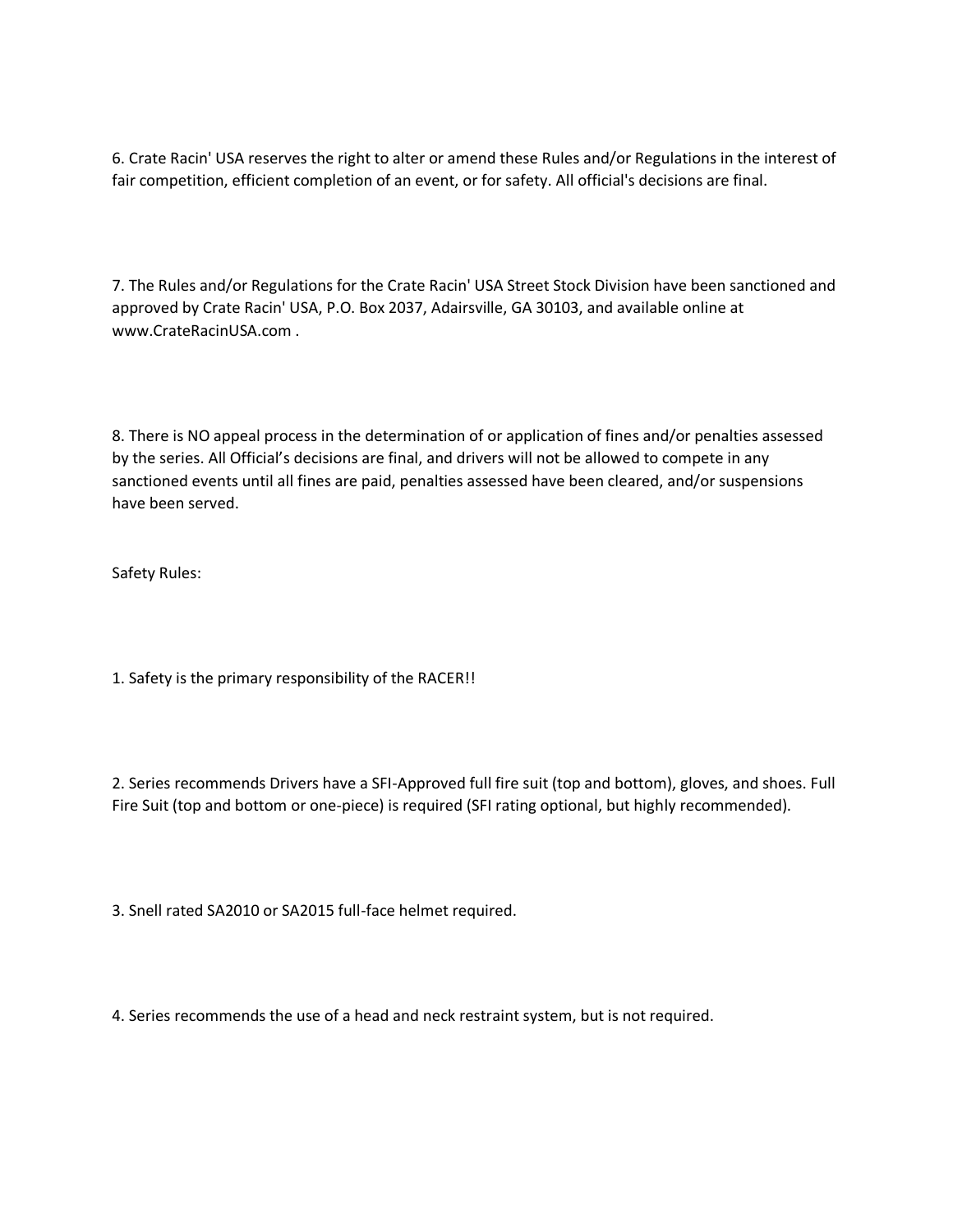6. Crate Racin' USA reserves the right to alter or amend these Rules and/or Regulations in the interest of fair competition, efficient completion of an event, or for safety. All official's decisions are final.

7. The Rules and/or Regulations for the Crate Racin' USA Street Stock Division have been sanctioned and approved by Crate Racin' USA, P.O. Box 2037, Adairsville, GA 30103, and available online at www.CrateRacinUSA.com .

8. There is NO appeal process in the determination of or application of fines and/or penalties assessed by the series. All Official's decisions are final, and drivers will not be allowed to compete in any sanctioned events until all fines are paid, penalties assessed have been cleared, and/or suspensions have been served.

Safety Rules:

1. Safety is the primary responsibility of the RACER!!

2. Series recommends Drivers have a SFI-Approved full fire suit (top and bottom), gloves, and shoes. Full Fire Suit (top and bottom or one-piece) is required (SFI rating optional, but highly recommended).

3. Snell rated SA2010 or SA2015 full-face helmet required.

4. Series recommends the use of a head and neck restraint system, but is not required.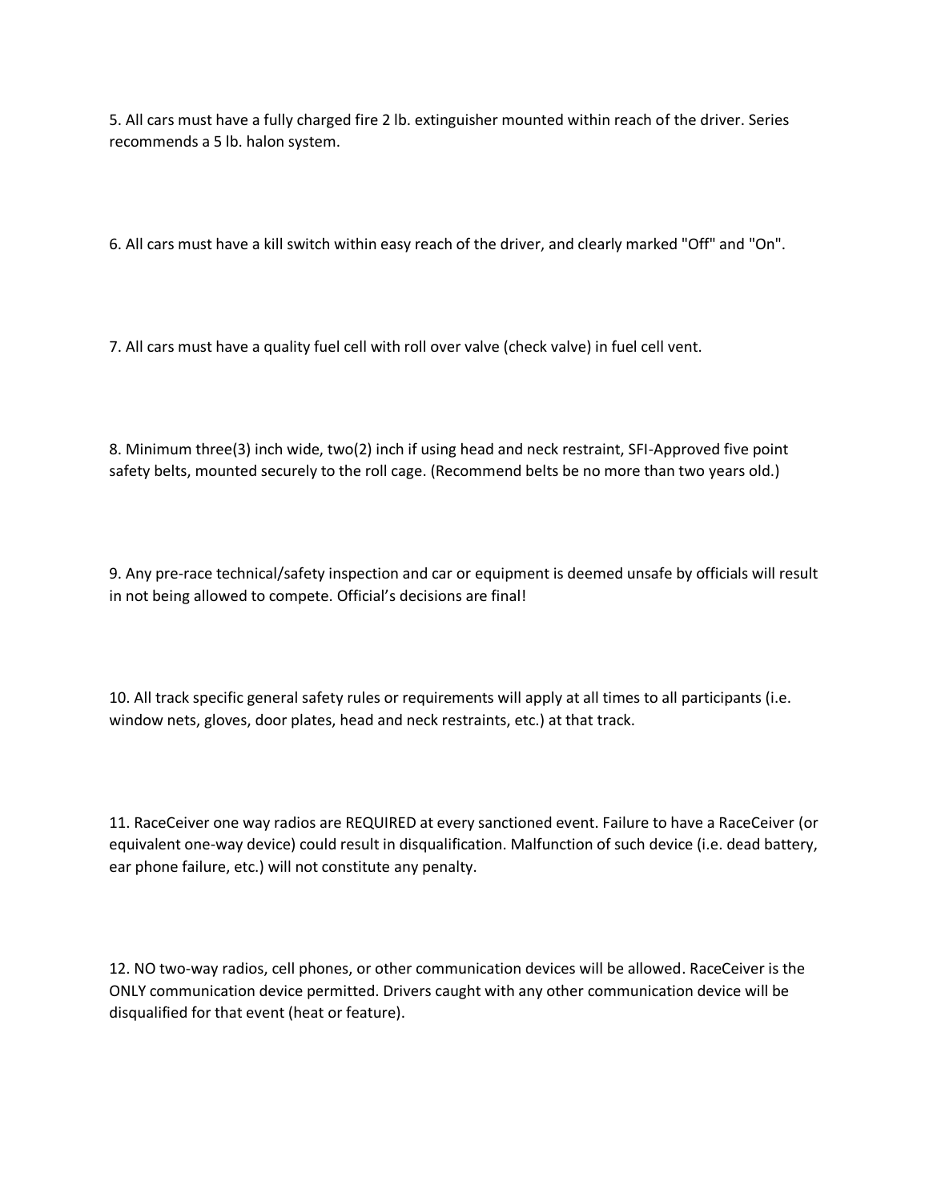5. All cars must have a fully charged fire 2 lb. extinguisher mounted within reach of the driver. Series recommends a 5 lb. halon system.

6. All cars must have a kill switch within easy reach of the driver, and clearly marked "Off" and "On".

7. All cars must have a quality fuel cell with roll over valve (check valve) in fuel cell vent.

8. Minimum three(3) inch wide, two(2) inch if using head and neck restraint, SFI-Approved five point safety belts, mounted securely to the roll cage. (Recommend belts be no more than two years old.)

9. Any pre-race technical/safety inspection and car or equipment is deemed unsafe by officials will result in not being allowed to compete. Official's decisions are final!

10. All track specific general safety rules or requirements will apply at all times to all participants (i.e. window nets, gloves, door plates, head and neck restraints, etc.) at that track.

11. RaceCeiver one way radios are REQUIRED at every sanctioned event. Failure to have a RaceCeiver (or equivalent one-way device) could result in disqualification. Malfunction of such device (i.e. dead battery, ear phone failure, etc.) will not constitute any penalty.

12. NO two-way radios, cell phones, or other communication devices will be allowed. RaceCeiver is the ONLY communication device permitted. Drivers caught with any other communication device will be disqualified for that event (heat or feature).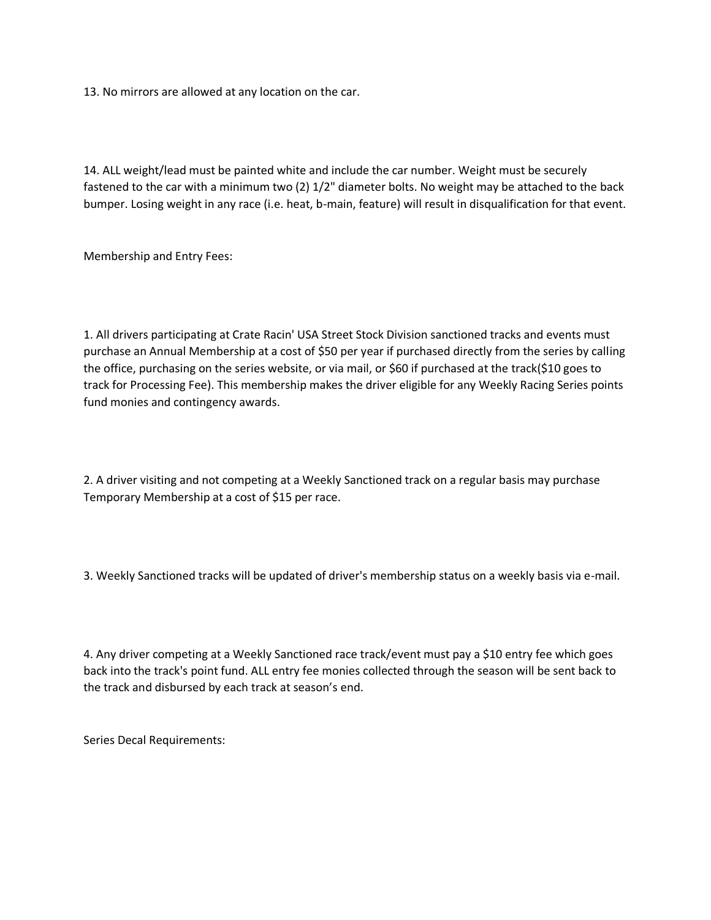13. No mirrors are allowed at any location on the car.

14. ALL weight/lead must be painted white and include the car number. Weight must be securely fastened to the car with a minimum two (2) 1/2" diameter bolts. No weight may be attached to the back bumper. Losing weight in any race (i.e. heat, b-main, feature) will result in disqualification for that event.

Membership and Entry Fees:

1. All drivers participating at Crate Racin' USA Street Stock Division sanctioned tracks and events must purchase an Annual Membership at a cost of $50 per year if purchased directly from the series by calling the office, purchasing on the series website, or via mail, or $60 if purchased at the track($10 goes to track for Processing Fee). This membership makes the driver eligible for any Weekly Racing Series points fund monies and contingency awards.

2. A driver visiting and not competing at a Weekly Sanctioned track on a regular basis may purchase Temporary Membership at a cost of $15 per race.

3. Weekly Sanctioned tracks will be updated of driver's membership status on a weekly basis via e-mail.

4. Any driver competing at a Weekly Sanctioned race track/event must pay a $10 entry fee which goes back into the track's point fund. ALL entry fee monies collected through the season will be sent back to the track and disbursed by each track at season's end.

Series Decal Requirements: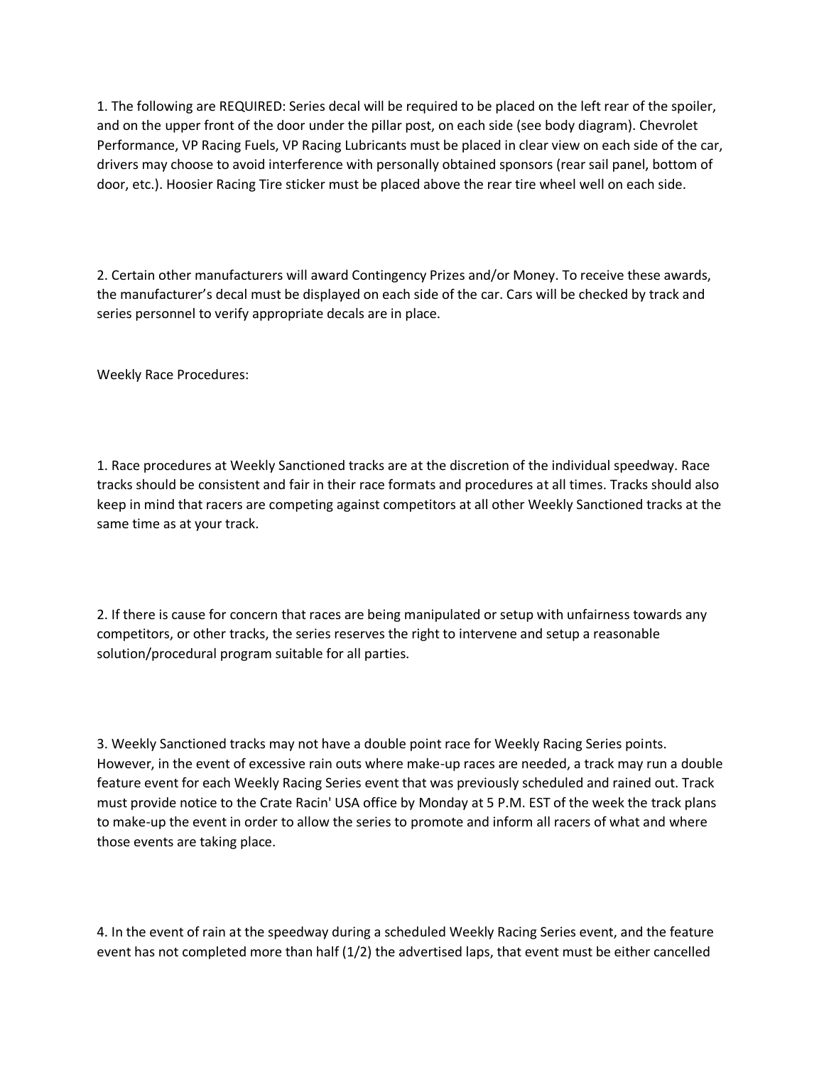1. The following are REQUIRED: Series decal will be required to be placed on the left rear of the spoiler, and on the upper front of the door under the pillar post, on each side (see body diagram). Chevrolet Performance, VP Racing Fuels, VP Racing Lubricants must be placed in clear view on each side of the car, drivers may choose to avoid interference with personally obtained sponsors (rear sail panel, bottom of door, etc.). Hoosier Racing Tire sticker must be placed above the rear tire wheel well on each side.

2. Certain other manufacturers will award Contingency Prizes and/or Money. To receive these awards, the manufacturer's decal must be displayed on each side of the car. Cars will be checked by track and series personnel to verify appropriate decals are in place.

Weekly Race Procedures:

1. Race procedures at Weekly Sanctioned tracks are at the discretion of the individual speedway. Race tracks should be consistent and fair in their race formats and procedures at all times. Tracks should also keep in mind that racers are competing against competitors at all other Weekly Sanctioned tracks at the same time as at your track.

2. If there is cause for concern that races are being manipulated or setup with unfairness towards any competitors, or other tracks, the series reserves the right to intervene and setup a reasonable solution/procedural program suitable for all parties.

3. Weekly Sanctioned tracks may not have a double point race for Weekly Racing Series points. However, in the event of excessive rain outs where make-up races are needed, a track may run a double feature event for each Weekly Racing Series event that was previously scheduled and rained out. Track must provide notice to the Crate Racin' USA office by Monday at 5 P.M. EST of the week the track plans to make-up the event in order to allow the series to promote and inform all racers of what and where those events are taking place.

4. In the event of rain at the speedway during a scheduled Weekly Racing Series event, and the feature event has not completed more than half (1/2) the advertised laps, that event must be either cancelled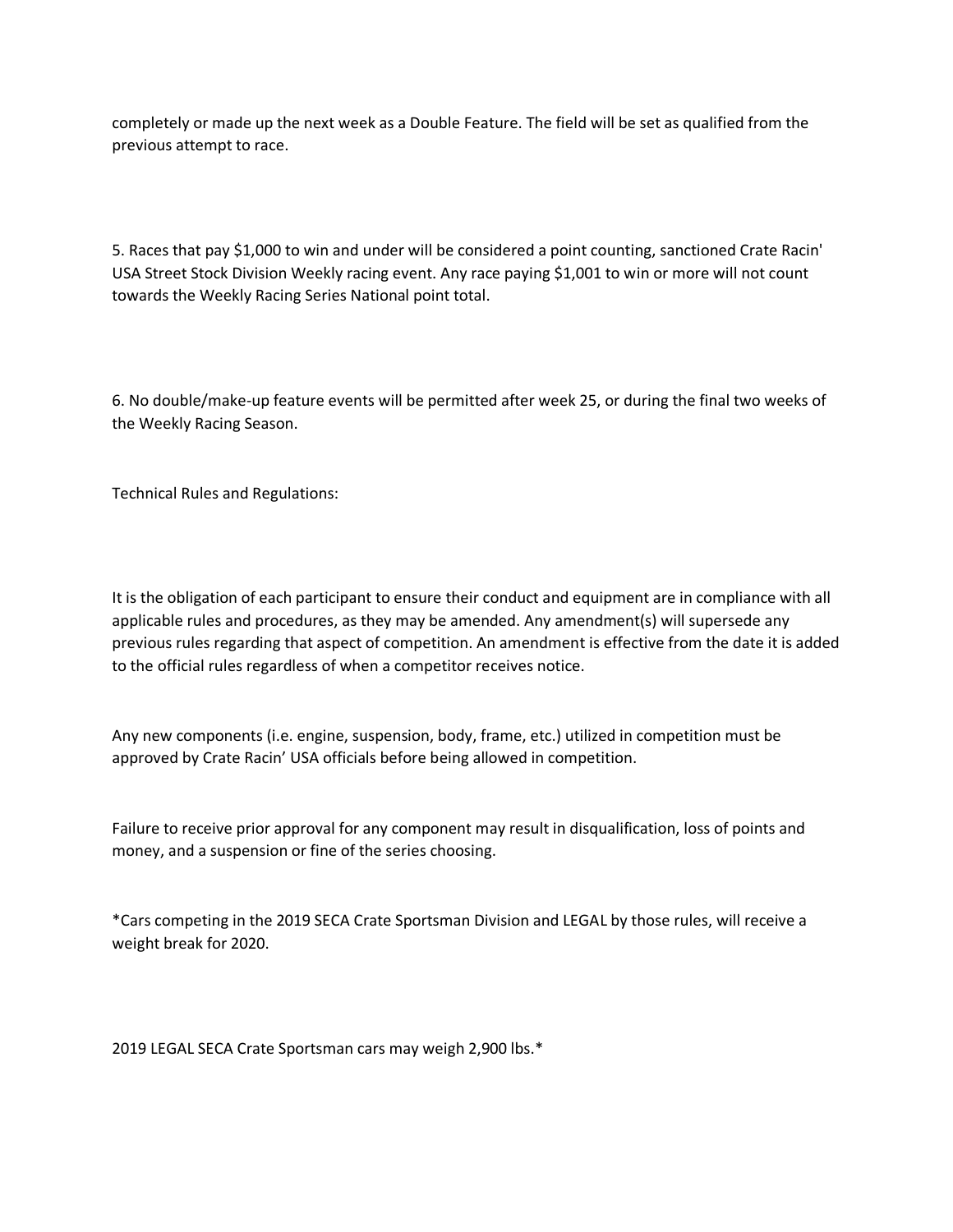completely or made up the next week as a Double Feature. The field will be set as qualified from the previous attempt to race.

5. Races that pay $1,000 to win and under will be considered a point counting, sanctioned Crate Racin' USA Street Stock Division Weekly racing event. Any race paying $1,001 to win or more will not count towards the Weekly Racing Series National point total.

6. No double/make-up feature events will be permitted after week 25, or during the final two weeks of the Weekly Racing Season.

Technical Rules and Regulations:

It is the obligation of each participant to ensure their conduct and equipment are in compliance with all applicable rules and procedures, as they may be amended. Any amendment(s) will supersede any previous rules regarding that aspect of competition. An amendment is effective from the date it is added to the official rules regardless of when a competitor receives notice.

Any new components (i.e. engine, suspension, body, frame, etc.) utilized in competition must be approved by Crate Racin' USA officials before being allowed in competition.

Failure to receive prior approval for any component may result in disqualification, loss of points and money, and a suspension or fine of the series choosing.

*Cars competing in the 2019 SECA Crate Sportsman Division and LEGAL by those rules, will receive a weight break for 2020.

2019 LEGAL SECA Crate Sportsman cars may weigh 2,900 lbs.*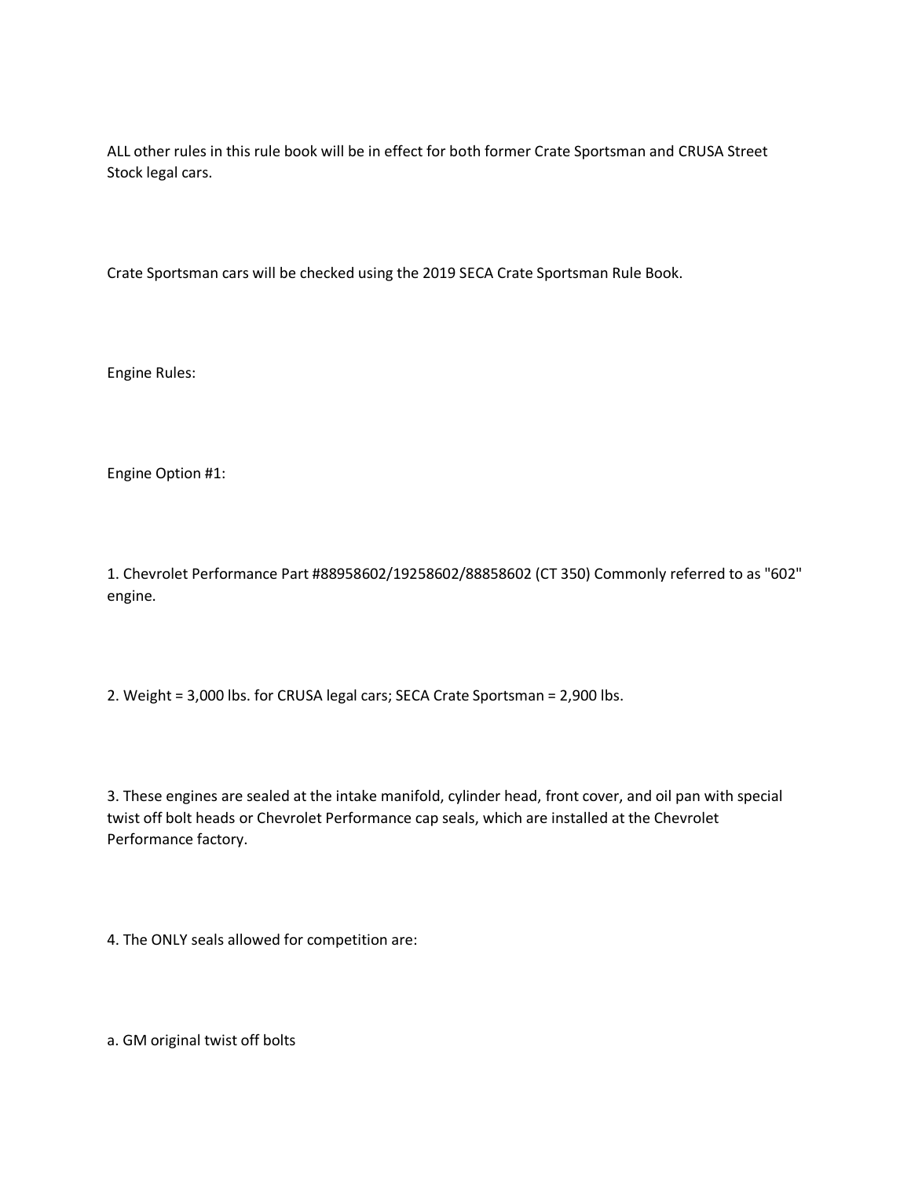ALL other rules in this rule book will be in effect for both former Crate Sportsman and CRUSA Street Stock legal cars.

Crate Sportsman cars will be checked using the 2019 SECA Crate Sportsman Rule Book.

Engine Rules:

Engine Option #1:

1. Chevrolet Performance Part #88958602/19258602/88858602 (CT 350) Commonly referred to as "602" engine.

2. Weight = 3,000 lbs. for CRUSA legal cars; SECA Crate Sportsman = 2,900 lbs.

3. These engines are sealed at the intake manifold, cylinder head, front cover, and oil pan with special twist off bolt heads or Chevrolet Performance cap seals, which are installed at the Chevrolet Performance factory.

4. The ONLY seals allowed for competition are:

a. GM original twist off bolts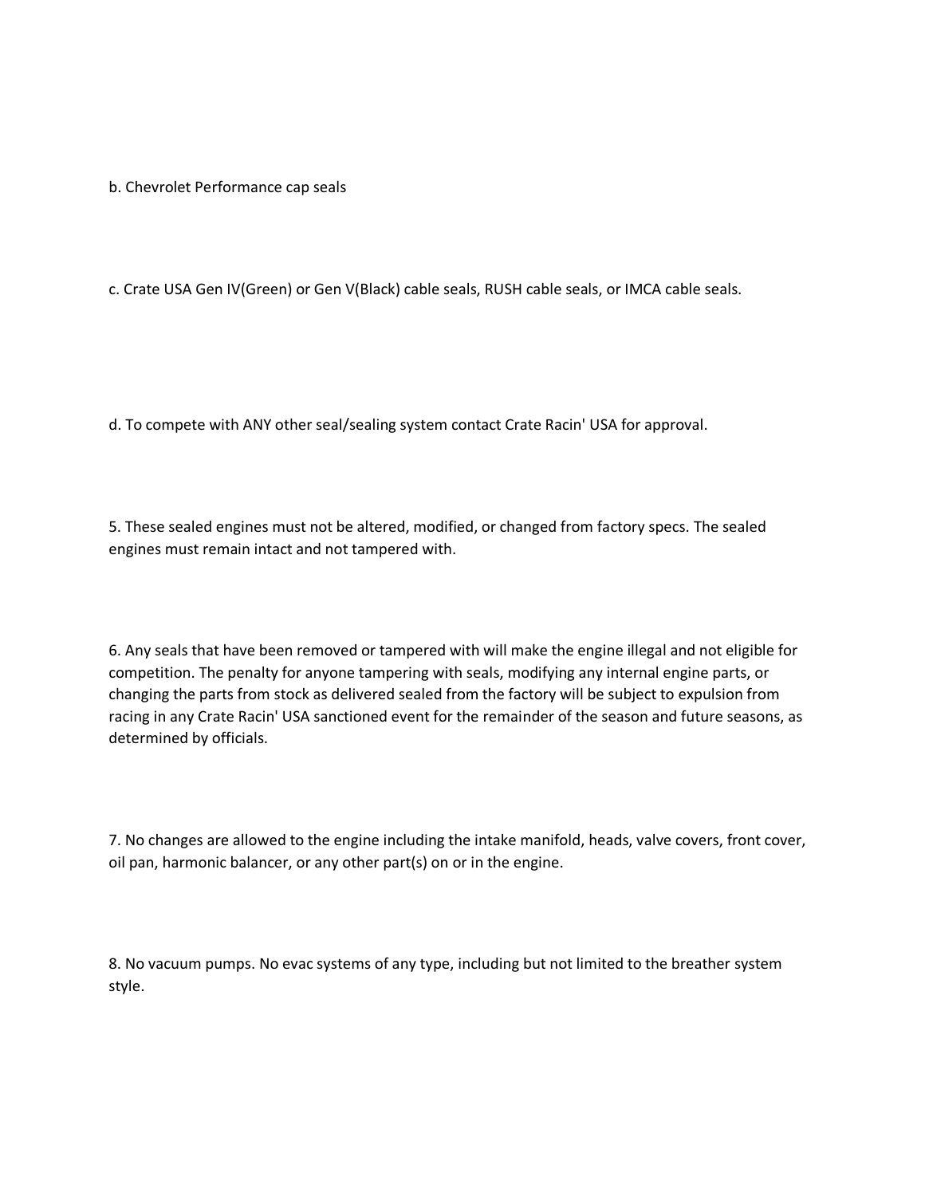b. Chevrolet Performance cap seals

c. Crate USA Gen IV(Green) or Gen V(Black) cable seals, RUSH cable seals, or IMCA cable seals.

d. To compete with ANY other seal/sealing system contact Crate Racin' USA for approval.

5. These sealed engines must not be altered, modified, or changed from factory specs. The sealed engines must remain intact and not tampered with.

6. Any seals that have been removed or tampered with will make the engine illegal and not eligible for competition. The penalty for anyone tampering with seals, modifying any internal engine parts, or changing the parts from stock as delivered sealed from the factory will be subject to expulsion from racing in any Crate Racin' USA sanctioned event for the remainder of the season and future seasons, as determined by officials.

7. No changes are allowed to the engine including the intake manifold, heads, valve covers, front cover, oil pan, harmonic balancer, or any other part(s) on or in the engine.

8. No vacuum pumps. No evac systems of any type, including but not limited to the breather system style.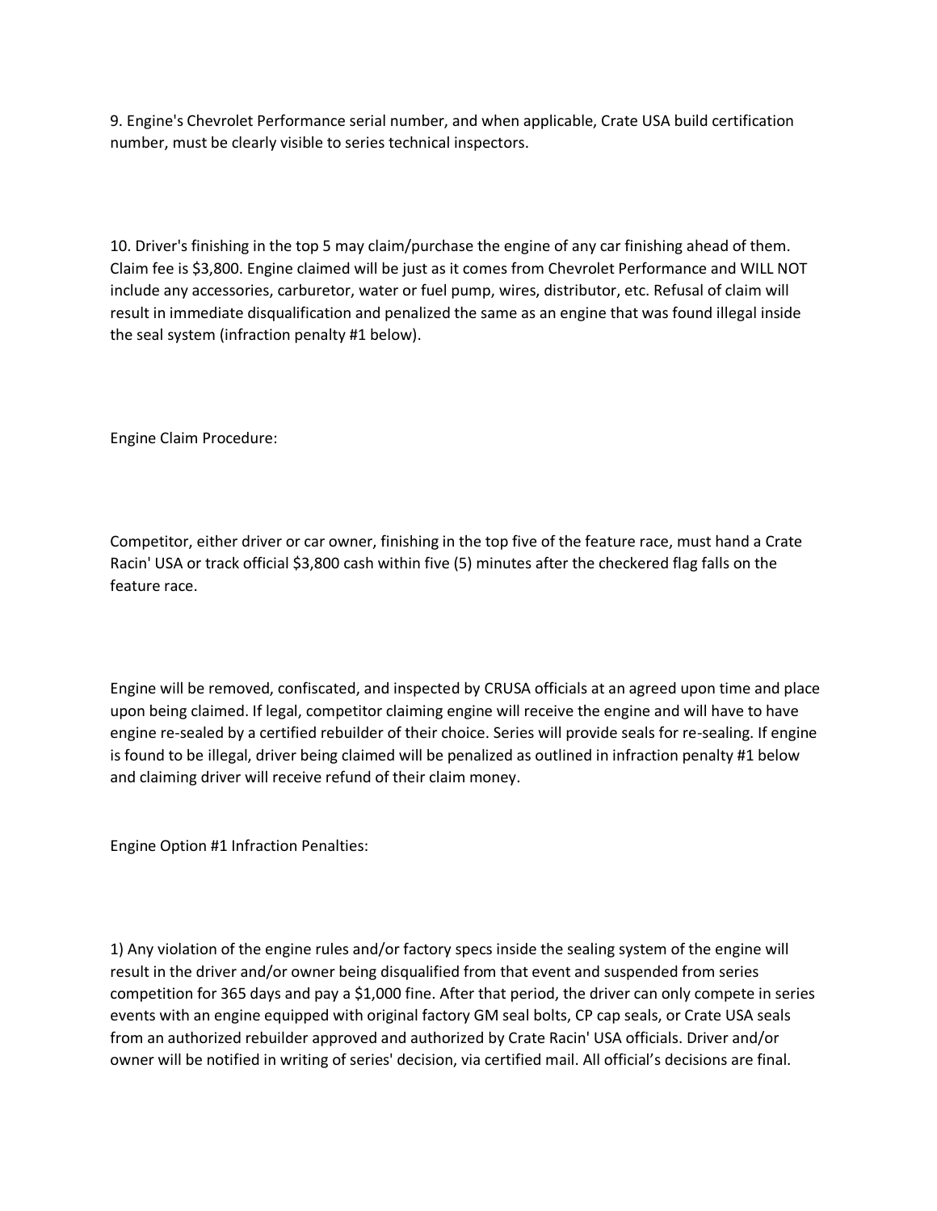9. Engine's Chevrolet Performance serial number, and when applicable, Crate USA build certification number, must be clearly visible to series technical inspectors.

10. Driver's finishing in the top 5 may claim/purchase the engine of any car finishing ahead of them. Claim fee is $3,800. Engine claimed will be just as it comes from Chevrolet Performance and WILL NOT include any accessories, carburetor, water or fuel pump, wires, distributor, etc. Refusal of claim will result in immediate disqualification and penalized the same as an engine that was found illegal inside the seal system (infraction penalty #1 below).

Engine Claim Procedure:

Competitor, either driver or car owner, finishing in the top five of the feature race, must hand a Crate Racin' USA or track official $3,800 cash within five (5) minutes after the checkered flag falls on the feature race.

Engine will be removed, confiscated, and inspected by CRUSA officials at an agreed upon time and place upon being claimed. If legal, competitor claiming engine will receive the engine and will have to have engine re-sealed by a certified rebuilder of their choice. Series will provide seals for re-sealing. If engine is found to be illegal, driver being claimed will be penalized as outlined in infraction penalty #1 below and claiming driver will receive refund of their claim money.

Engine Option #1 Infraction Penalties:

1) Any violation of the engine rules and/or factory specs inside the sealing system of the engine will result in the driver and/or owner being disqualified from that event and suspended from series competition for 365 days and pay a $1,000 fine. After that period, the driver can only compete in series events with an engine equipped with original factory GM seal bolts, CP cap seals, or Crate USA seals from an authorized rebuilder approved and authorized by Crate Racin' USA officials. Driver and/or owner will be notified in writing of series' decision, via certified mail. All official's decisions are final.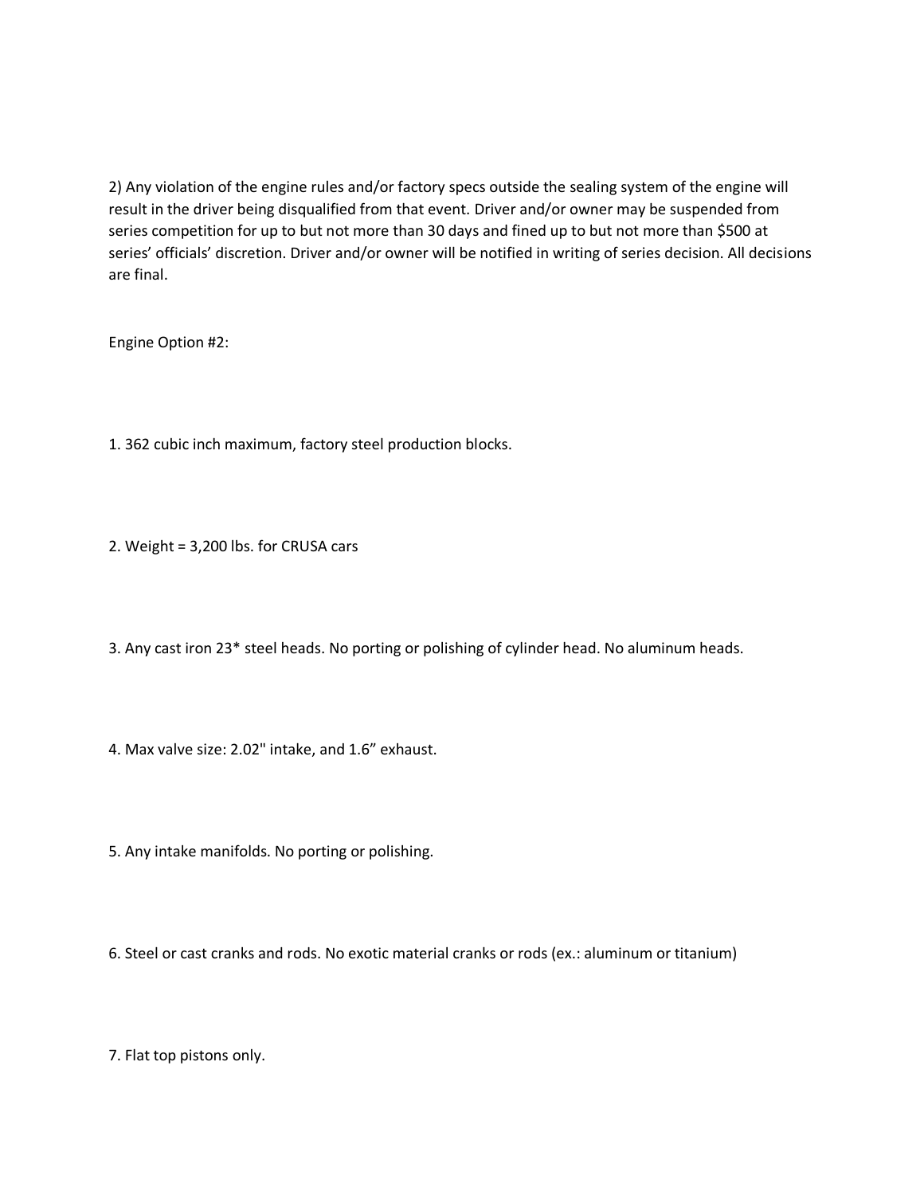2) Any violation of the engine rules and/or factory specs outside the sealing system of the engine will result in the driver being disqualified from that event. Driver and/or owner may be suspended from series competition for up to but not more than 30 days and fined up to but not more than $500 at series' officials' discretion. Driver and/or owner will be notified in writing of series decision. All decisions are final.

Engine Option #2:

1. 362 cubic inch maximum, factory steel production blocks.

2. Weight = 3,200 lbs. for CRUSA cars

3. Any cast iron 23* steel heads. No porting or polishing of cylinder head. No aluminum heads.

4. Max valve size: 2.02" intake, and 1.6" exhaust.

5. Any intake manifolds. No porting or polishing.

6. Steel or cast cranks and rods. No exotic material cranks or rods (ex.: aluminum or titanium)

7. Flat top pistons only.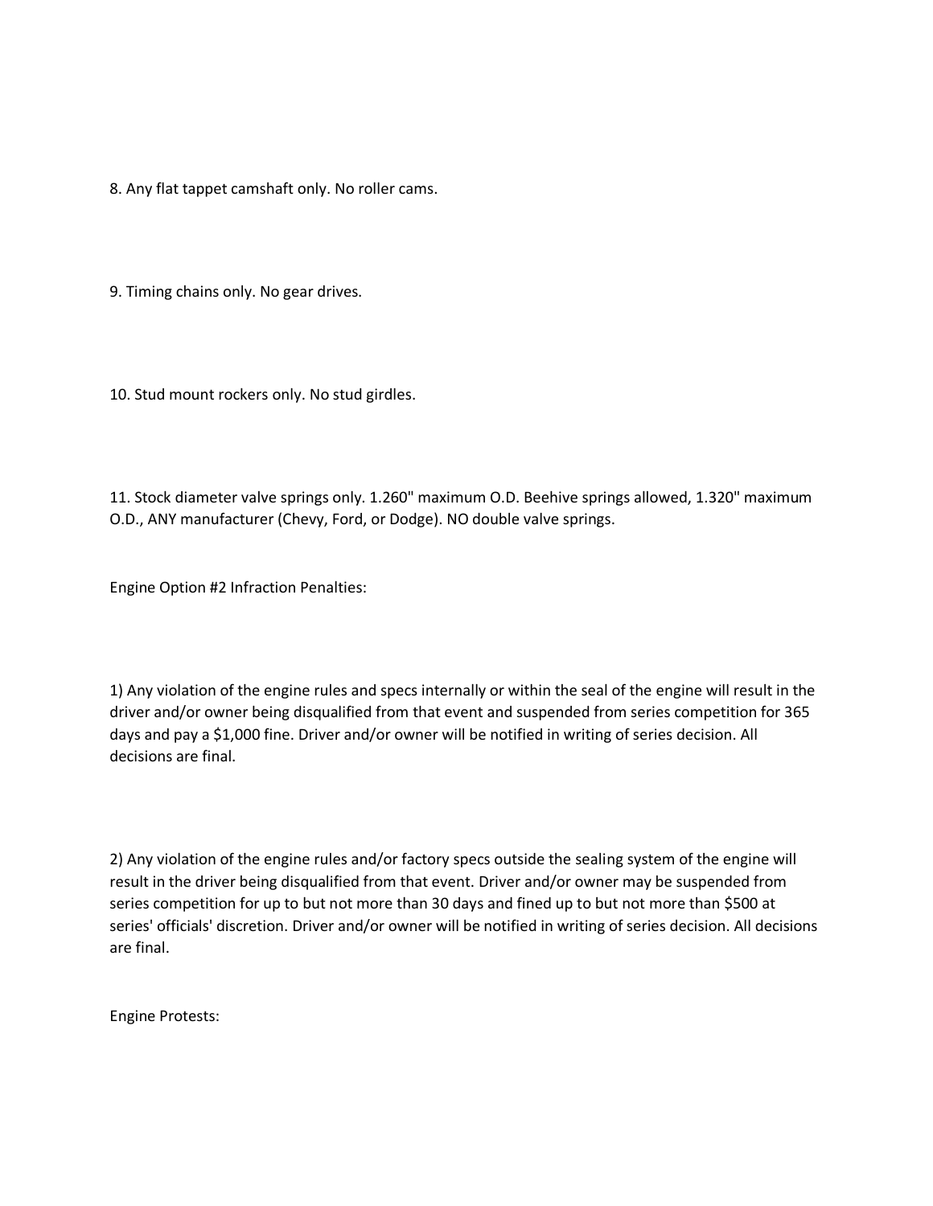8. Any flat tappet camshaft only. No roller cams.

9. Timing chains only. No gear drives.

10. Stud mount rockers only. No stud girdles.

11. Stock diameter valve springs only. 1.260" maximum O.D. Beehive springs allowed, 1.320" maximum O.D., ANY manufacturer (Chevy, Ford, or Dodge). NO double valve springs.

Engine Option #2 Infraction Penalties:

1) Any violation of the engine rules and specs internally or within the seal of the engine will result in the driver and/or owner being disqualified from that event and suspended from series competition for 365 days and pay a $1,000 fine. Driver and/or owner will be notified in writing of series decision. All decisions are final.

2) Any violation of the engine rules and/or factory specs outside the sealing system of the engine will result in the driver being disqualified from that event. Driver and/or owner may be suspended from series competition for up to but not more than 30 days and fined up to but not more than $500 at series' officials' discretion. Driver and/or owner will be notified in writing of series decision. All decisions are final.

Engine Protests: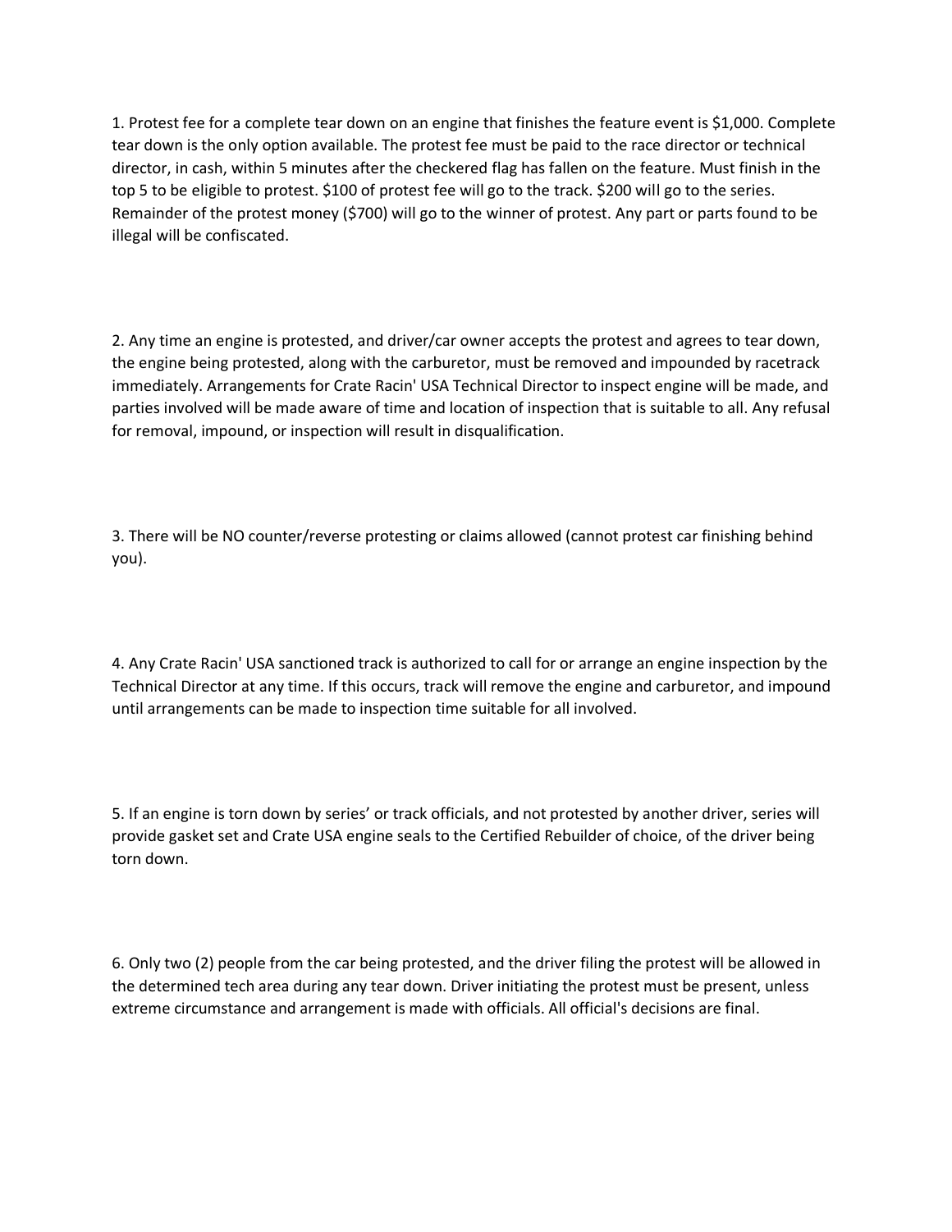1. Protest fee for a complete tear down on an engine that finishes the feature event is $1,000. Complete tear down is the only option available. The protest fee must be paid to the race director or technical director, in cash, within 5 minutes after the checkered flag has fallen on the feature. Must finish in the top 5 to be eligible to protest. $100 of protest fee will go to the track. $200 will go to the series. Remainder of the protest money ($700) will go to the winner of protest. Any part or parts found to be illegal will be confiscated.

2. Any time an engine is protested, and driver/car owner accepts the protest and agrees to tear down, the engine being protested, along with the carburetor, must be removed and impounded by racetrack immediately. Arrangements for Crate Racin' USA Technical Director to inspect engine will be made, and parties involved will be made aware of time and location of inspection that is suitable to all. Any refusal for removal, impound, or inspection will result in disqualification.

3. There will be NO counter/reverse protesting or claims allowed (cannot protest car finishing behind you).

4. Any Crate Racin' USA sanctioned track is authorized to call for or arrange an engine inspection by the Technical Director at any time. If this occurs, track will remove the engine and carburetor, and impound until arrangements can be made to inspection time suitable for all involved.

5. If an engine is torn down by series' or track officials, and not protested by another driver, series will provide gasket set and Crate USA engine seals to the Certified Rebuilder of choice, of the driver being torn down.

6. Only two (2) people from the car being protested, and the driver filing the protest will be allowed in the determined tech area during any tear down. Driver initiating the protest must be present, unless extreme circumstance and arrangement is made with officials. All official's decisions are final.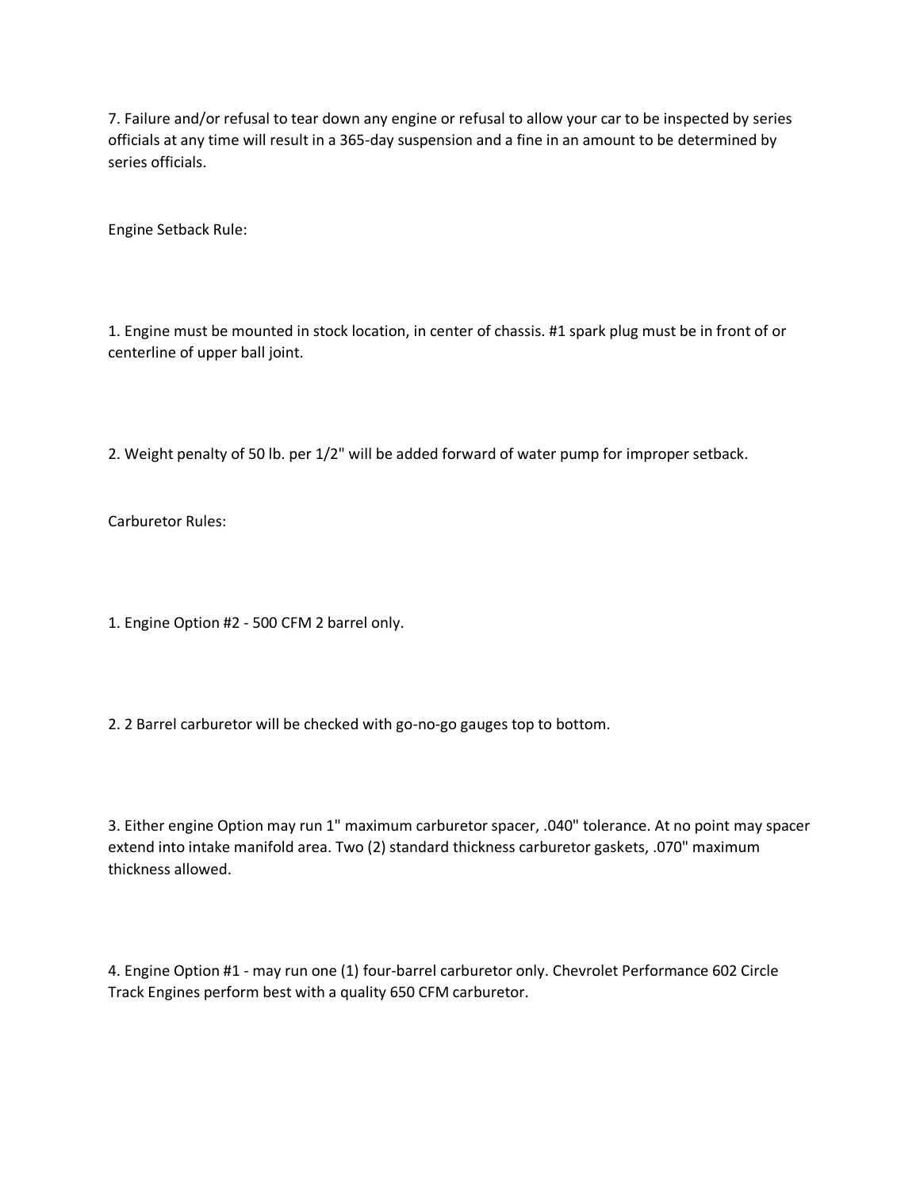7. Failure and/or refusal to tear down any engine or refusal to allow your car to be inspected by series officials at any time will result in a 365-day suspension and a fine in an amount to be determined by series officials.

Engine Setback Rule:

1. Engine must be mounted in stock location, in center of chassis. #1 spark plug must be in front of or centerline of upper ball joint.

2. Weight penalty of 50 lb. per 1/2" will be added forward of water pump for improper setback.

Carburetor Rules:

1. Engine Option #2 - 500 CFM 2 barrel only.

2. 2 Barrel carburetor will be checked with go-no-go gauges top to bottom.

3. Either engine Option may run 1" maximum carburetor spacer, .040" tolerance. At no point may spacer extend into intake manifold area. Two (2) standard thickness carburetor gaskets, .070" maximum thickness allowed.

4. Engine Option #1 - may run one (1) four-barrel carburetor only. Chevrolet Performance 602 Circle Track Engines perform best with a quality 650 CFM carburetor.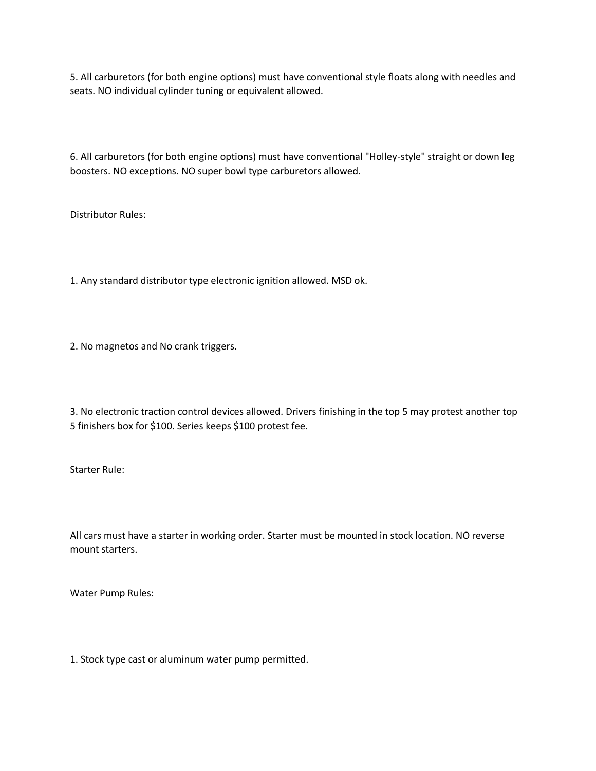5. All carburetors (for both engine options) must have conventional style floats along with needles and seats. NO individual cylinder tuning or equivalent allowed.

6. All carburetors (for both engine options) must have conventional "Holley-style" straight or down leg boosters. NO exceptions. NO super bowl type carburetors allowed.

Distributor Rules:

1. Any standard distributor type electronic ignition allowed. MSD ok.

2. No magnetos and No crank triggers.

3. No electronic traction control devices allowed. Drivers finishing in the top 5 may protest another top 5 finishers box for $100. Series keeps $100 protest fee.

Starter Rule:

All cars must have a starter in working order. Starter must be mounted in stock location. NO reverse mount starters.

Water Pump Rules:

1. Stock type cast or aluminum water pump permitted.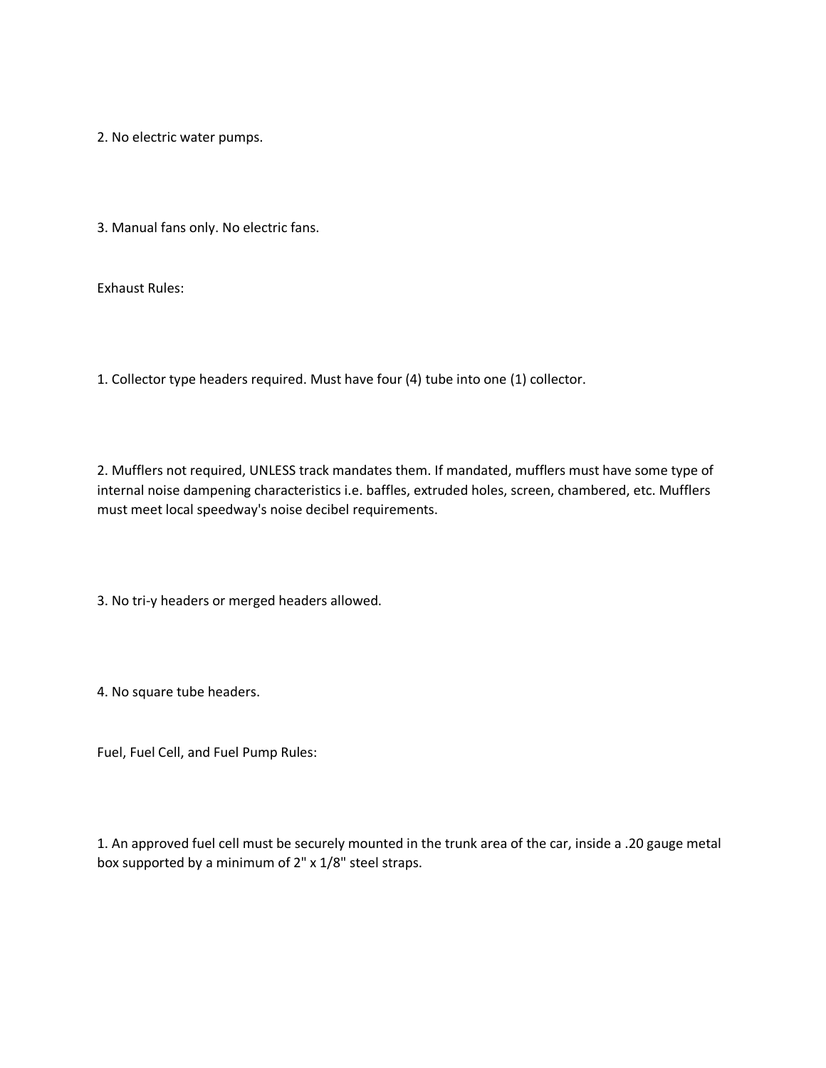2. No electric water pumps.

3. Manual fans only. No electric fans.

Exhaust Rules:

1. Collector type headers required. Must have four (4) tube into one (1) collector.

2. Mufflers not required, UNLESS track mandates them. If mandated, mufflers must have some type of internal noise dampening characteristics i.e. baffles, extruded holes, screen, chambered, etc. Mufflers must meet local speedway's noise decibel requirements.

3. No tri-y headers or merged headers allowed.

4. No square tube headers.

Fuel, Fuel Cell, and Fuel Pump Rules:

1. An approved fuel cell must be securely mounted in the trunk area of the car, inside a .20 gauge metal box supported by a minimum of 2" x 1/8" steel straps.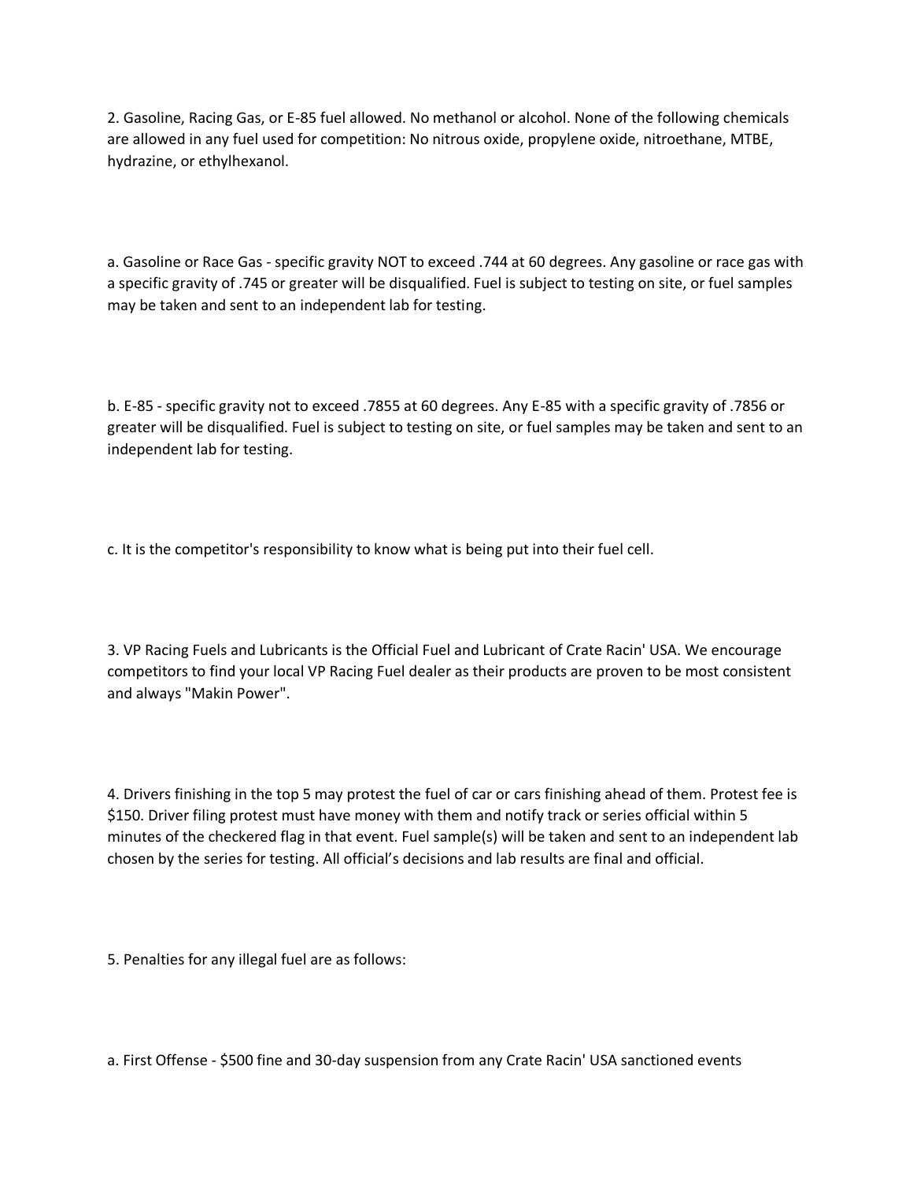2. Gasoline, Racing Gas, or E-85 fuel allowed. No methanol or alcohol. None of the following chemicals are allowed in any fuel used for competition: No nitrous oxide, propylene oxide, nitroethane, MTBE, hydrazine, or ethylhexanol.

a. Gasoline or Race Gas - specific gravity NOT to exceed .744 at 60 degrees. Any gasoline or race gas with a specific gravity of .745 or greater will be disqualified. Fuel is subject to testing on site, or fuel samples may be taken and sent to an independent lab for testing.

b. E-85 - specific gravity not to exceed .7855 at 60 degrees. Any E-85 with a specific gravity of .7856 or greater will be disqualified. Fuel is subject to testing on site, or fuel samples may be taken and sent to an independent lab for testing.

c. It is the competitor's responsibility to know what is being put into their fuel cell.

3. VP Racing Fuels and Lubricants is the Official Fuel and Lubricant of Crate Racin' USA. We encourage competitors to find your local VP Racing Fuel dealer as their products are proven to be most consistent and always "Makin Power".

4. Drivers finishing in the top 5 may protest the fuel of car or cars finishing ahead of them. Protest fee is $150. Driver filing protest must have money with them and notify track or series official within 5 minutes of the checkered flag in that event. Fuel sample(s) will be taken and sent to an independent lab chosen by the series for testing. All official's decisions and lab results are final and official.

5. Penalties for any illegal fuel are as follows:

a. First Offense - $500 fine and 30-day suspension from any Crate Racin' USA sanctioned events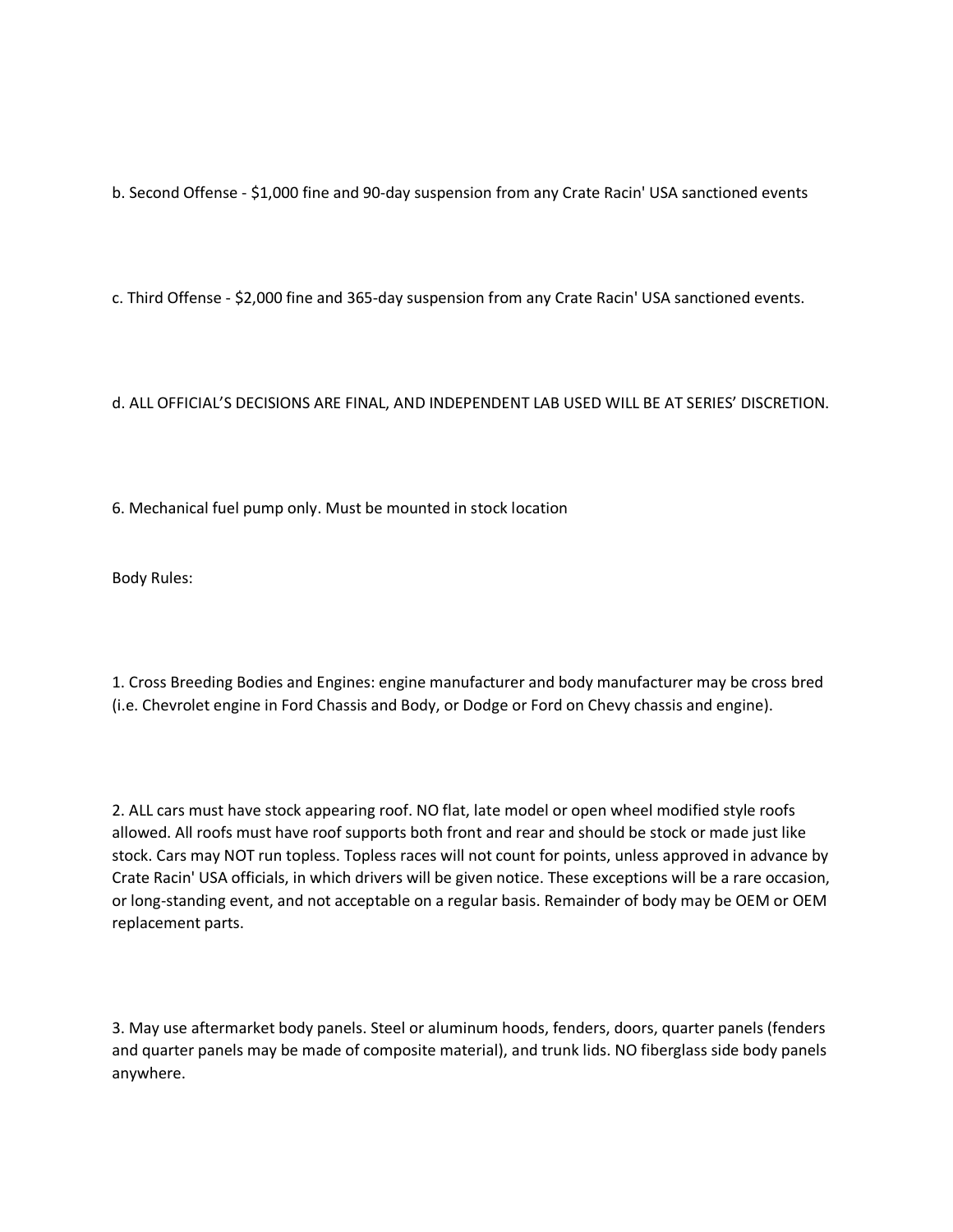b. Second Offense - $1,000 fine and 90-day suspension from any Crate Racin' USA sanctioned events

c. Third Offense - $2,000 fine and 365-day suspension from any Crate Racin' USA sanctioned events.

d. ALL OFFICIAL'S DECISIONS ARE FINAL, AND INDEPENDENT LAB USED WILL BE AT SERIES' DISCRETION.

6. Mechanical fuel pump only. Must be mounted in stock location

Body Rules:

1. Cross Breeding Bodies and Engines: engine manufacturer and body manufacturer may be cross bred (i.e. Chevrolet engine in Ford Chassis and Body, or Dodge or Ford on Chevy chassis and engine).

2. ALL cars must have stock appearing roof. NO flat, late model or open wheel modified style roofs allowed. All roofs must have roof supports both front and rear and should be stock or made just like stock. Cars may NOT run topless. Topless races will not count for points, unless approved in advance by Crate Racin' USA officials, in which drivers will be given notice. These exceptions will be a rare occasion, or long-standing event, and not acceptable on a regular basis. Remainder of body may be OEM or OEM replacement parts.

3. May use aftermarket body panels. Steel or aluminum hoods, fenders, doors, quarter panels (fenders and quarter panels may be made of composite material), and trunk lids. NO fiberglass side body panels anywhere.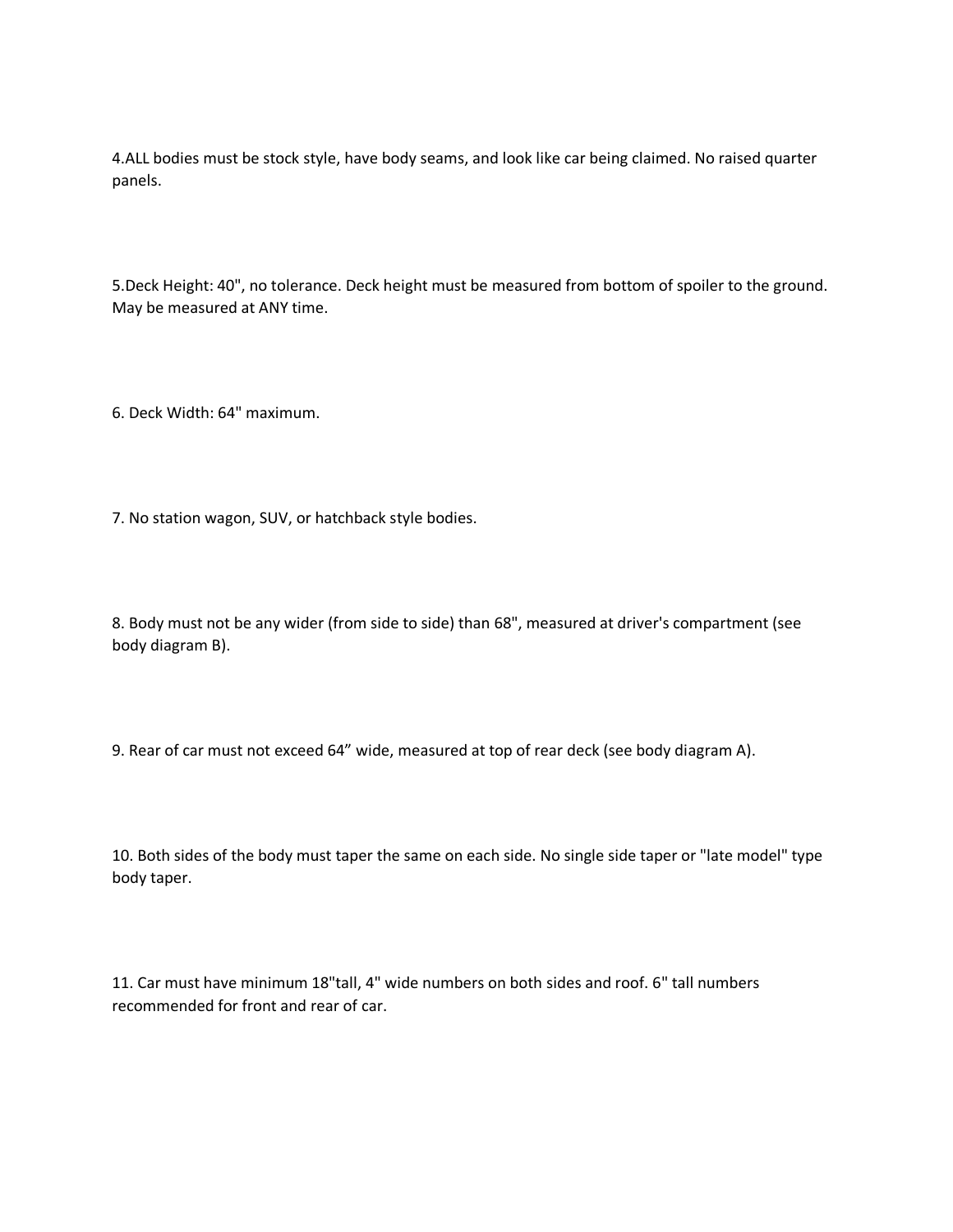4.ALL bodies must be stock style, have body seams, and look like car being claimed. No raised quarter panels.

5.Deck Height: 40", no tolerance. Deck height must be measured from bottom of spoiler to the ground. May be measured at ANY time.

6. Deck Width: 64" maximum.

7. No station wagon, SUV, or hatchback style bodies.

8. Body must not be any wider (from side to side) than 68", measured at driver's compartment (see body diagram B).

9. Rear of car must not exceed 64” wide, measured at top of rear deck (see body diagram A).

10. Both sides of the body must taper the same on each side. No single side taper or "late model" type body taper.

11. Car must have minimum 18"tall, 4" wide numbers on both sides and roof. 6" tall numbers recommended for front and rear of car.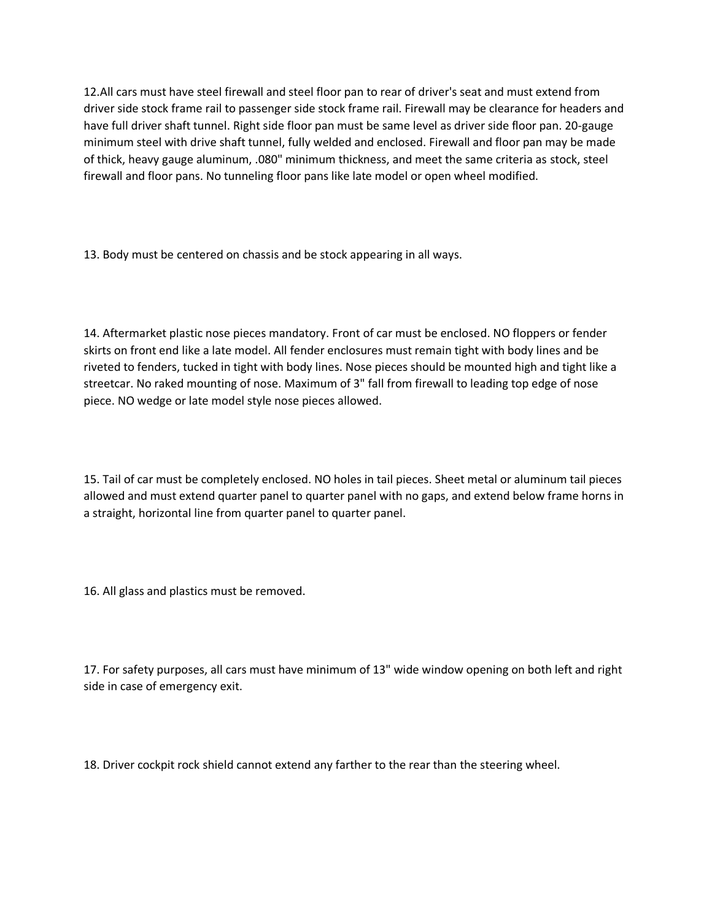12.All cars must have steel firewall and steel floor pan to rear of driver's seat and must extend from driver side stock frame rail to passenger side stock frame rail. Firewall may be clearance for headers and have full driver shaft tunnel. Right side floor pan must be same level as driver side floor pan. 20-gauge minimum steel with drive shaft tunnel, fully welded and enclosed. Firewall and floor pan may be made of thick, heavy gauge aluminum, .080" minimum thickness, and meet the same criteria as stock, steel firewall and floor pans. No tunneling floor pans like late model or open wheel modified.

13. Body must be centered on chassis and be stock appearing in all ways.

14. Aftermarket plastic nose pieces mandatory. Front of car must be enclosed. NO floppers or fender skirts on front end like a late model. All fender enclosures must remain tight with body lines and be riveted to fenders, tucked in tight with body lines. Nose pieces should be mounted high and tight like a streetcar. No raked mounting of nose. Maximum of 3" fall from firewall to leading top edge of nose piece. NO wedge or late model style nose pieces allowed.

15. Tail of car must be completely enclosed. NO holes in tail pieces. Sheet metal or aluminum tail pieces allowed and must extend quarter panel to quarter panel with no gaps, and extend below frame horns in a straight, horizontal line from quarter panel to quarter panel.

16. All glass and plastics must be removed.

17. For safety purposes, all cars must have minimum of 13" wide window opening on both left and right side in case of emergency exit.

18. Driver cockpit rock shield cannot extend any farther to the rear than the steering wheel.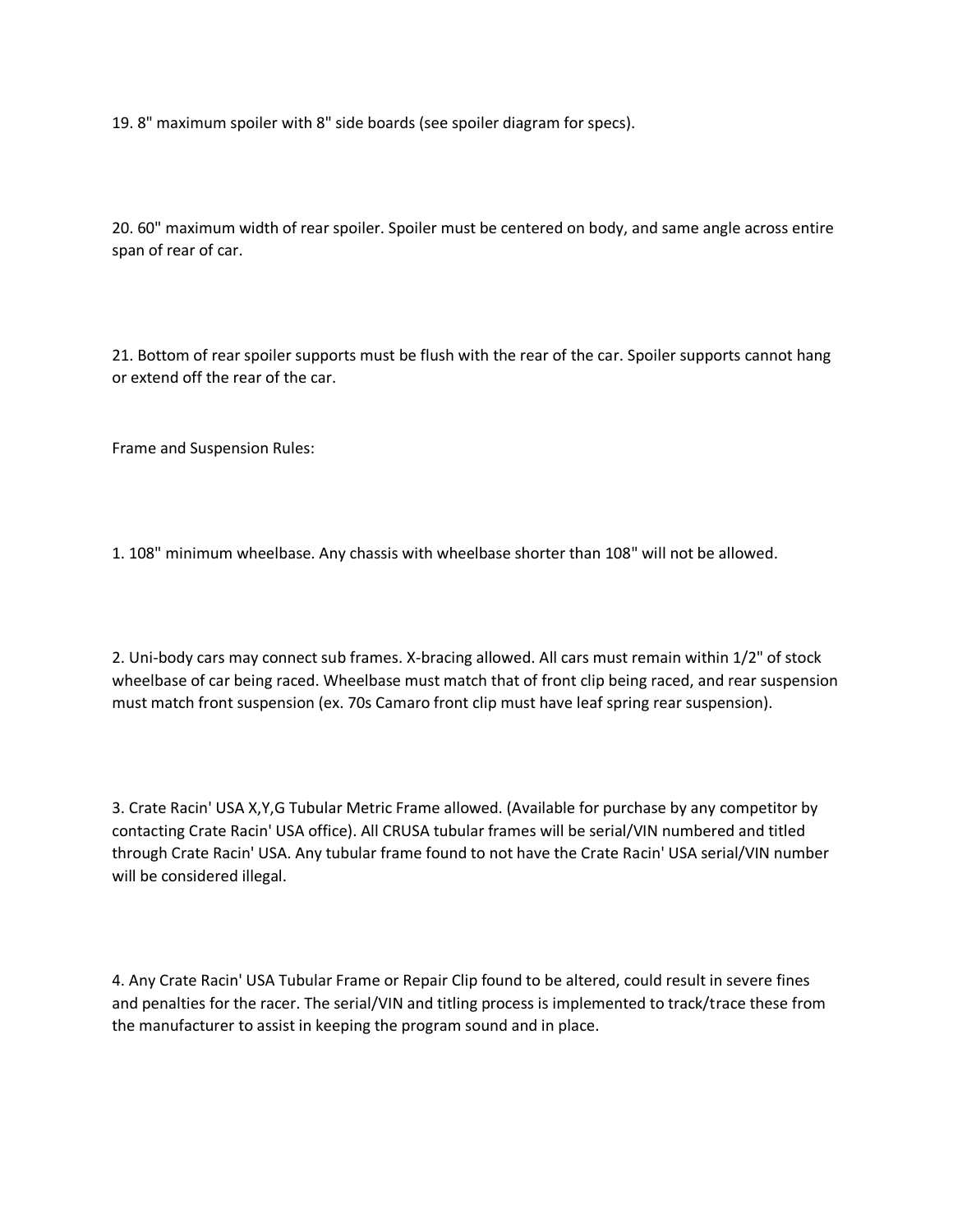19. 8" maximum spoiler with 8" side boards (see spoiler diagram for specs).

20. 60" maximum width of rear spoiler. Spoiler must be centered on body, and same angle across entire span of rear of car.

21. Bottom of rear spoiler supports must be flush with the rear of the car. Spoiler supports cannot hang or extend off the rear of the car.

Frame and Suspension Rules:

1. 108" minimum wheelbase. Any chassis with wheelbase shorter than 108" will not be allowed.

2. Uni-body cars may connect sub frames. X-bracing allowed. All cars must remain within 1/2" of stock wheelbase of car being raced. Wheelbase must match that of front clip being raced, and rear suspension must match front suspension (ex. 70s Camaro front clip must have leaf spring rear suspension).

3. Crate Racin' USA X,Y,G Tubular Metric Frame allowed. (Available for purchase by any competitor by contacting Crate Racin' USA office). All CRUSA tubular frames will be serial/VIN numbered and titled through Crate Racin' USA. Any tubular frame found to not have the Crate Racin' USA serial/VIN number will be considered illegal.

4. Any Crate Racin' USA Tubular Frame or Repair Clip found to be altered, could result in severe fines and penalties for the racer. The serial/VIN and titling process is implemented to track/trace these from the manufacturer to assist in keeping the program sound and in place.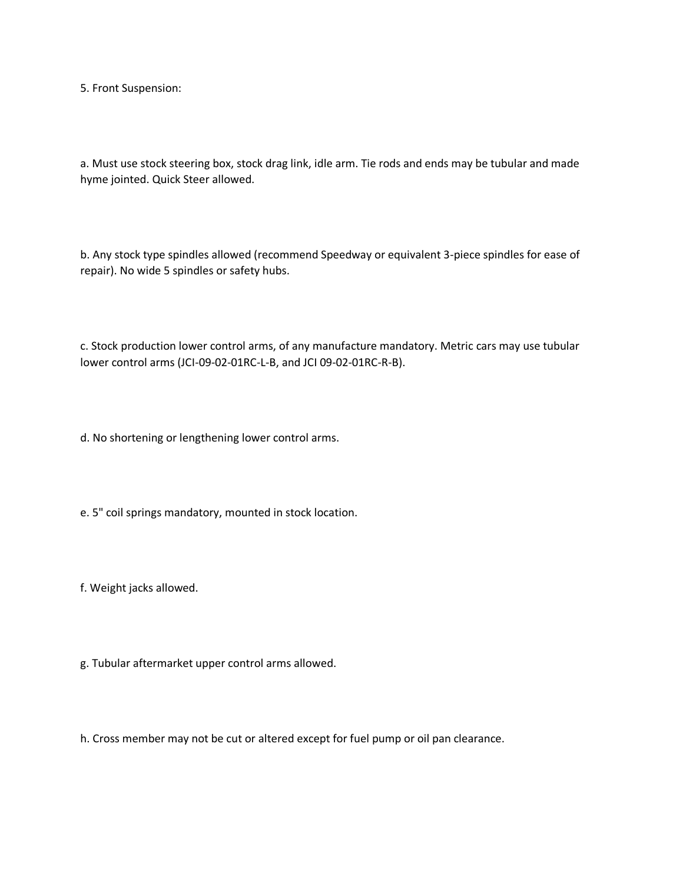5. Front Suspension:

a. Must use stock steering box, stock drag link, idle arm. Tie rods and ends may be tubular and made hyme jointed. Quick Steer allowed.

b. Any stock type spindles allowed (recommend Speedway or equivalent 3-piece spindles for ease of repair). No wide 5 spindles or safety hubs.

c. Stock production lower control arms, of any manufacture mandatory. Metric cars may use tubular lower control arms (JCI-09-02-01RC-L-B, and JCI 09-02-01RC-R-B).

d. No shortening or lengthening lower control arms.

e. 5" coil springs mandatory, mounted in stock location.

f. Weight jacks allowed.

g. Tubular aftermarket upper control arms allowed.

h. Cross member may not be cut or altered except for fuel pump or oil pan clearance.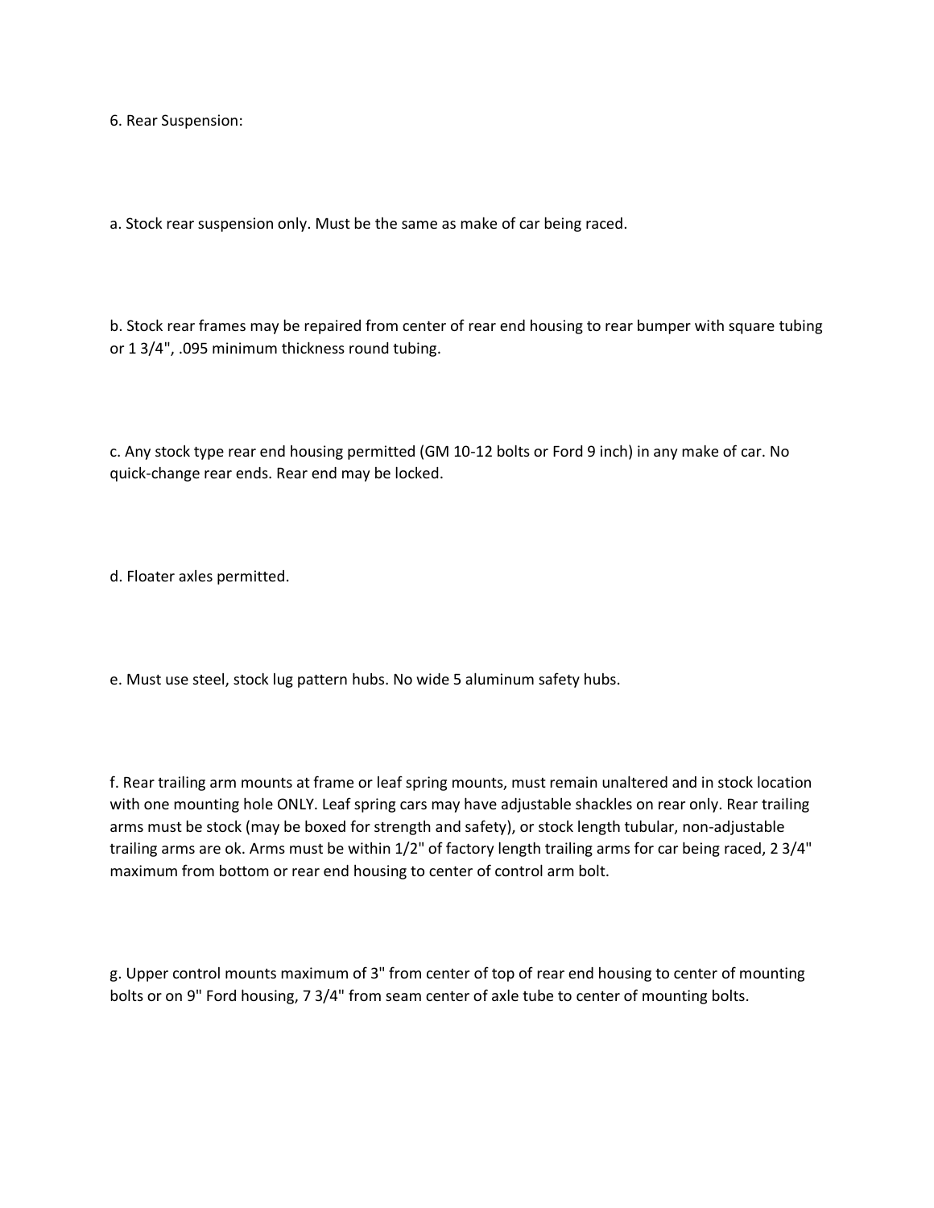6. Rear Suspension:

a. Stock rear suspension only. Must be the same as make of car being raced.

b. Stock rear frames may be repaired from center of rear end housing to rear bumper with square tubing or 1 3/4", .095 minimum thickness round tubing.

c. Any stock type rear end housing permitted (GM 10-12 bolts or Ford 9 inch) in any make of car. No quick-change rear ends. Rear end may be locked.

d. Floater axles permitted.

e. Must use steel, stock lug pattern hubs. No wide 5 aluminum safety hubs.

f. Rear trailing arm mounts at frame or leaf spring mounts, must remain unaltered and in stock location with one mounting hole ONLY. Leaf spring cars may have adjustable shackles on rear only. Rear trailing arms must be stock (may be boxed for strength and safety), or stock length tubular, non-adjustable trailing arms are ok. Arms must be within 1/2" of factory length trailing arms for car being raced, 2 3/4" maximum from bottom or rear end housing to center of control arm bolt.

g. Upper control mounts maximum of 3" from center of top of rear end housing to center of mounting bolts or on 9" Ford housing, 7 3/4" from seam center of axle tube to center of mounting bolts.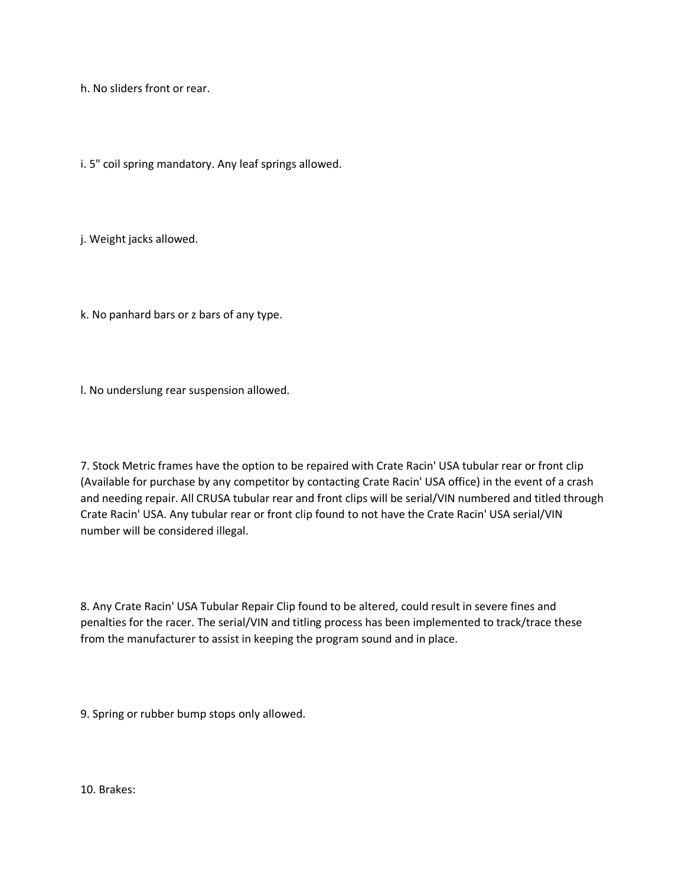h. No sliders front or rear.

i. 5" coil spring mandatory. Any leaf springs allowed.

j. Weight jacks allowed.

k. No panhard bars or z bars of any type.

l. No underslung rear suspension allowed.

7. Stock Metric frames have the option to be repaired with Crate Racin' USA tubular rear or front clip (Available for purchase by any competitor by contacting Crate Racin' USA office) in the event of a crash and needing repair. All CRUSA tubular rear and front clips will be serial/VIN numbered and titled through Crate Racin' USA. Any tubular rear or front clip found to not have the Crate Racin' USA serial/VIN number will be considered illegal.

8. Any Crate Racin' USA Tubular Repair Clip found to be altered, could result in severe fines and penalties for the racer. The serial/VIN and titling process has been implemented to track/trace these from the manufacturer to assist in keeping the program sound and in place.

9. Spring or rubber bump stops only allowed.

10. Brakes: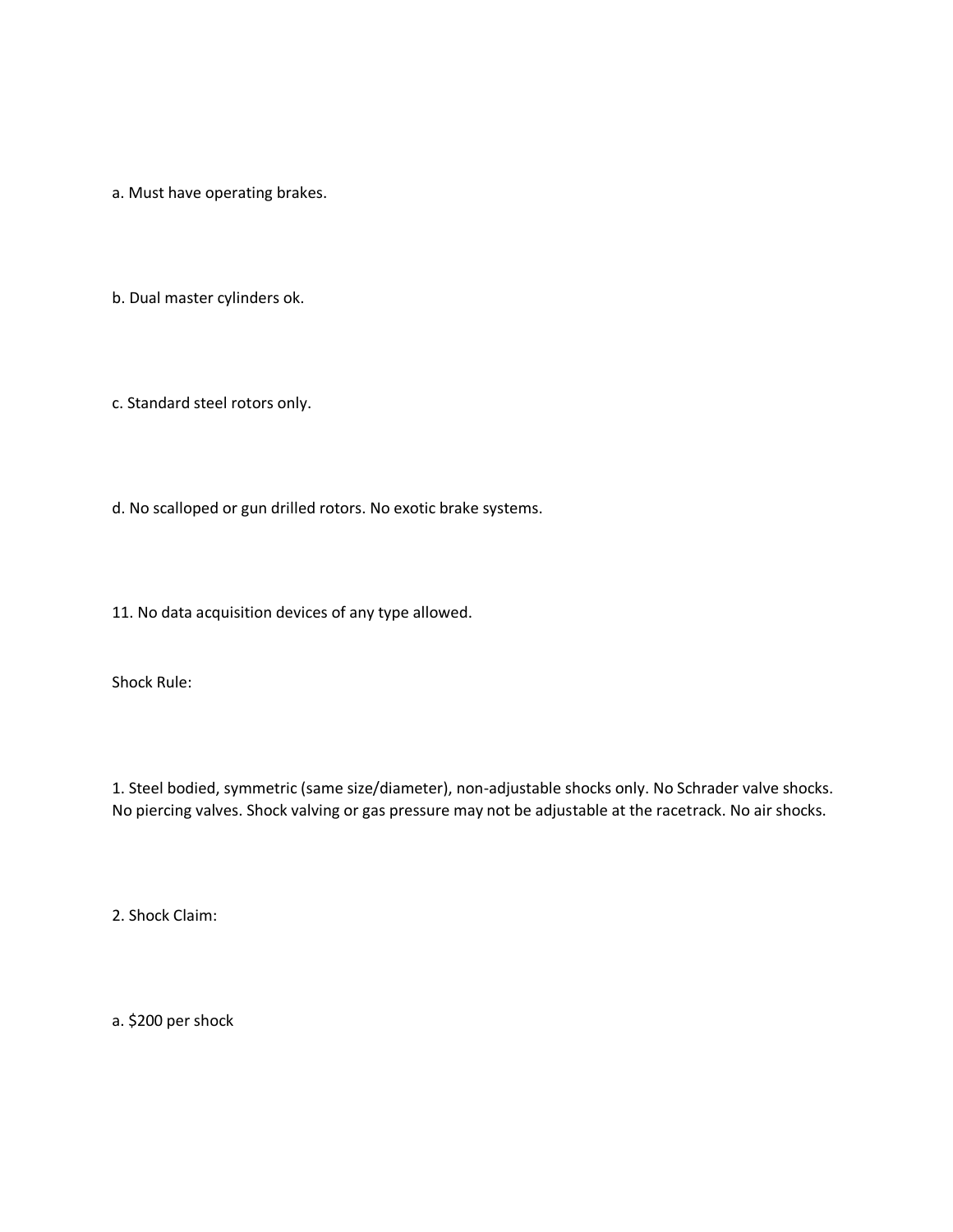a. Must have operating brakes.

b. Dual master cylinders ok.

c. Standard steel rotors only.

d. No scalloped or gun drilled rotors. No exotic brake systems.

11. No data acquisition devices of any type allowed.

Shock Rule:

1. Steel bodied, symmetric (same size/diameter), non-adjustable shocks only. No Schrader valve shocks. No piercing valves. Shock valving or gas pressure may not be adjustable at the racetrack. No air shocks.

2. Shock Claim:

a. $200 per shock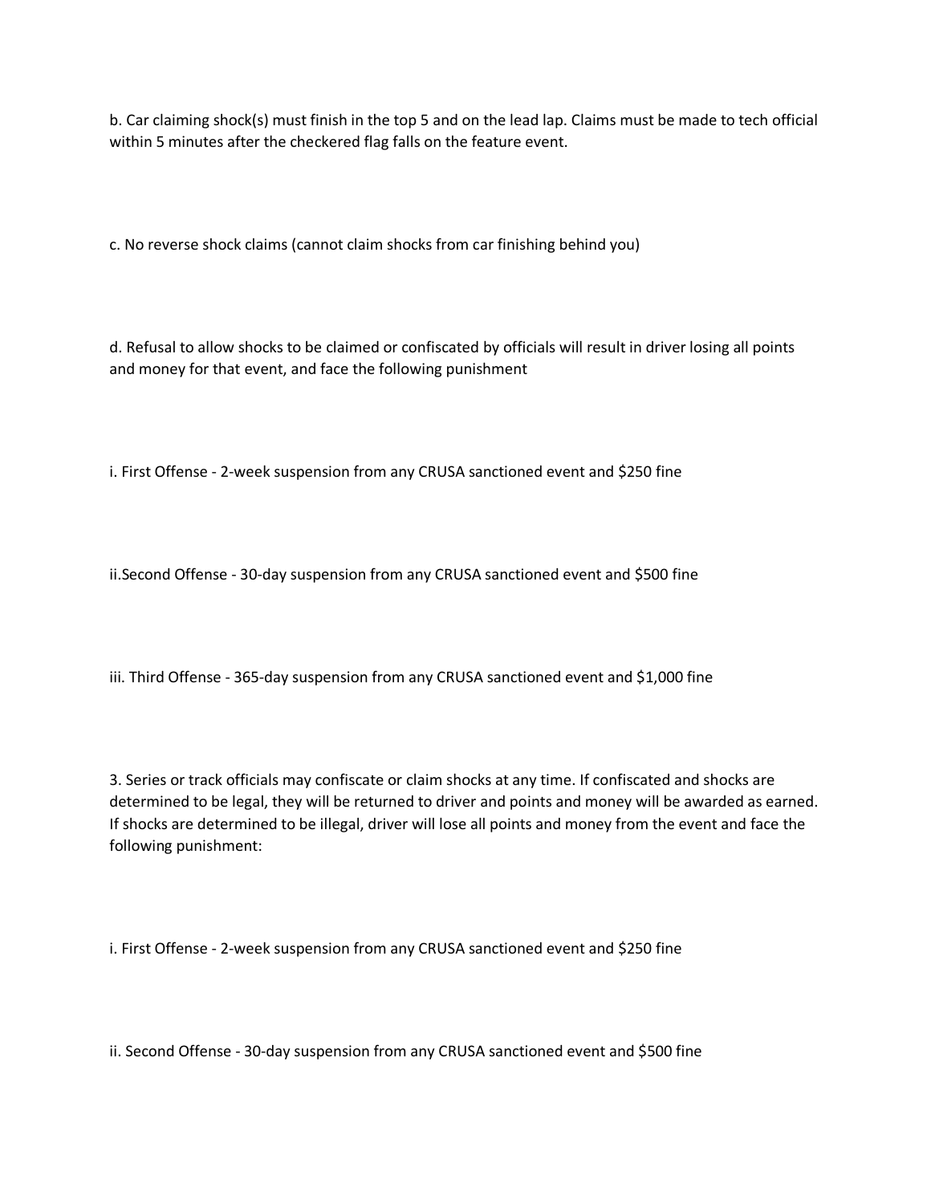b. Car claiming shock(s) must finish in the top 5 and on the lead lap. Claims must be made to tech official within 5 minutes after the checkered flag falls on the feature event.

c. No reverse shock claims (cannot claim shocks from car finishing behind you)

d. Refusal to allow shocks to be claimed or confiscated by officials will result in driver losing all points and money for that event, and face the following punishment

i. First Offense - 2-week suspension from any CRUSA sanctioned event and $250 fine

ii.Second Offense - 30-day suspension from any CRUSA sanctioned event and $500 fine

iii. Third Offense - 365-day suspension from any CRUSA sanctioned event and $1,000 fine

3. Series or track officials may confiscate or claim shocks at any time. If confiscated and shocks are determined to be legal, they will be returned to driver and points and money will be awarded as earned. If shocks are determined to be illegal, driver will lose all points and money from the event and face the following punishment:

i. First Offense - 2-week suspension from any CRUSA sanctioned event and $250 fine

ii. Second Offense - 30-day suspension from any CRUSA sanctioned event and $500 fine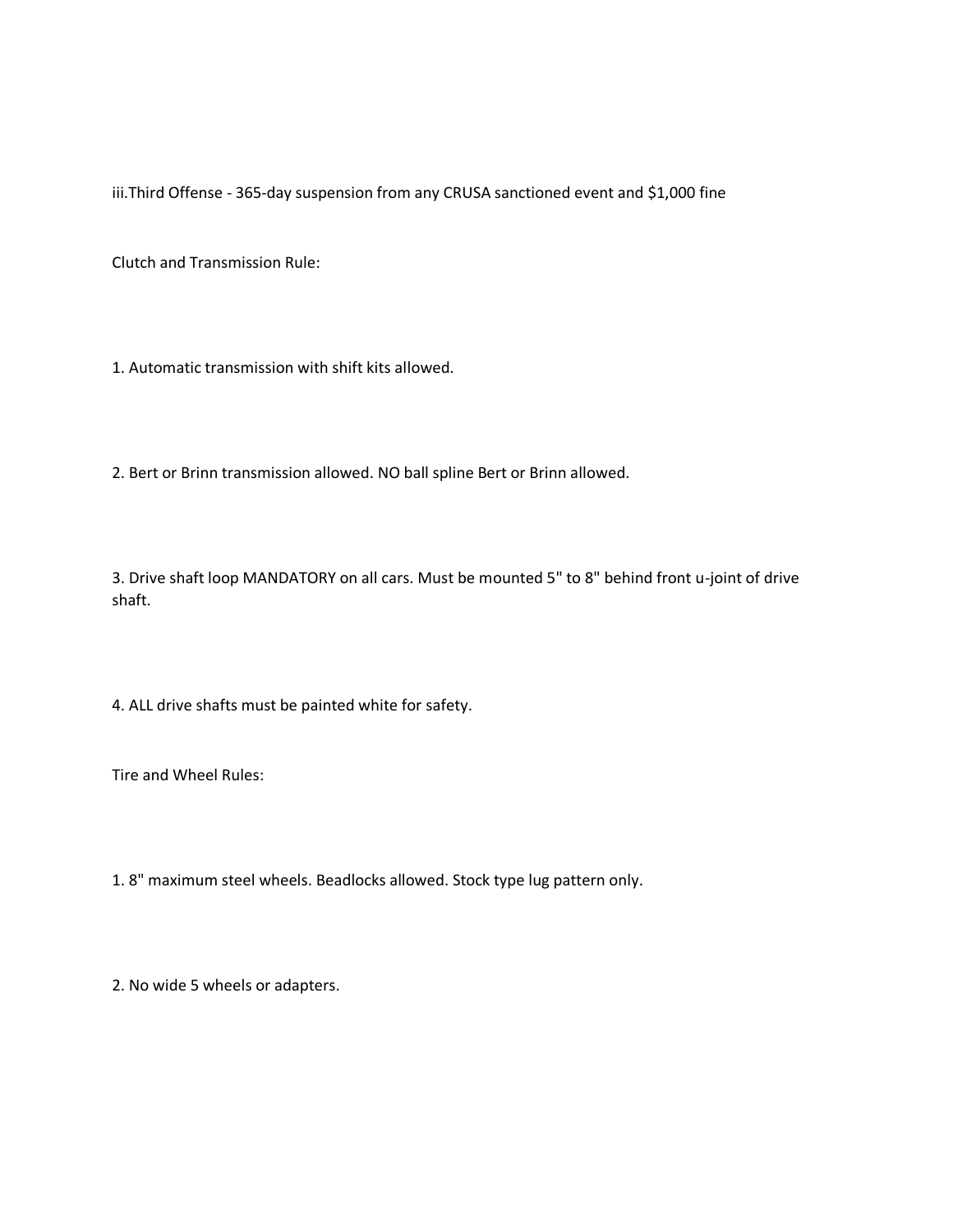iii.Third Offense - 365-day suspension from any CRUSA sanctioned event and $1,000 fine

Clutch and Transmission Rule:

1. Automatic transmission with shift kits allowed.

2. Bert or Brinn transmission allowed. NO ball spline Bert or Brinn allowed.

3. Drive shaft loop MANDATORY on all cars. Must be mounted 5" to 8" behind front u-joint of drive shaft.

4. ALL drive shafts must be painted white for safety.

Tire and Wheel Rules:

1. 8" maximum steel wheels. Beadlocks allowed. Stock type lug pattern only.

2. No wide 5 wheels or adapters.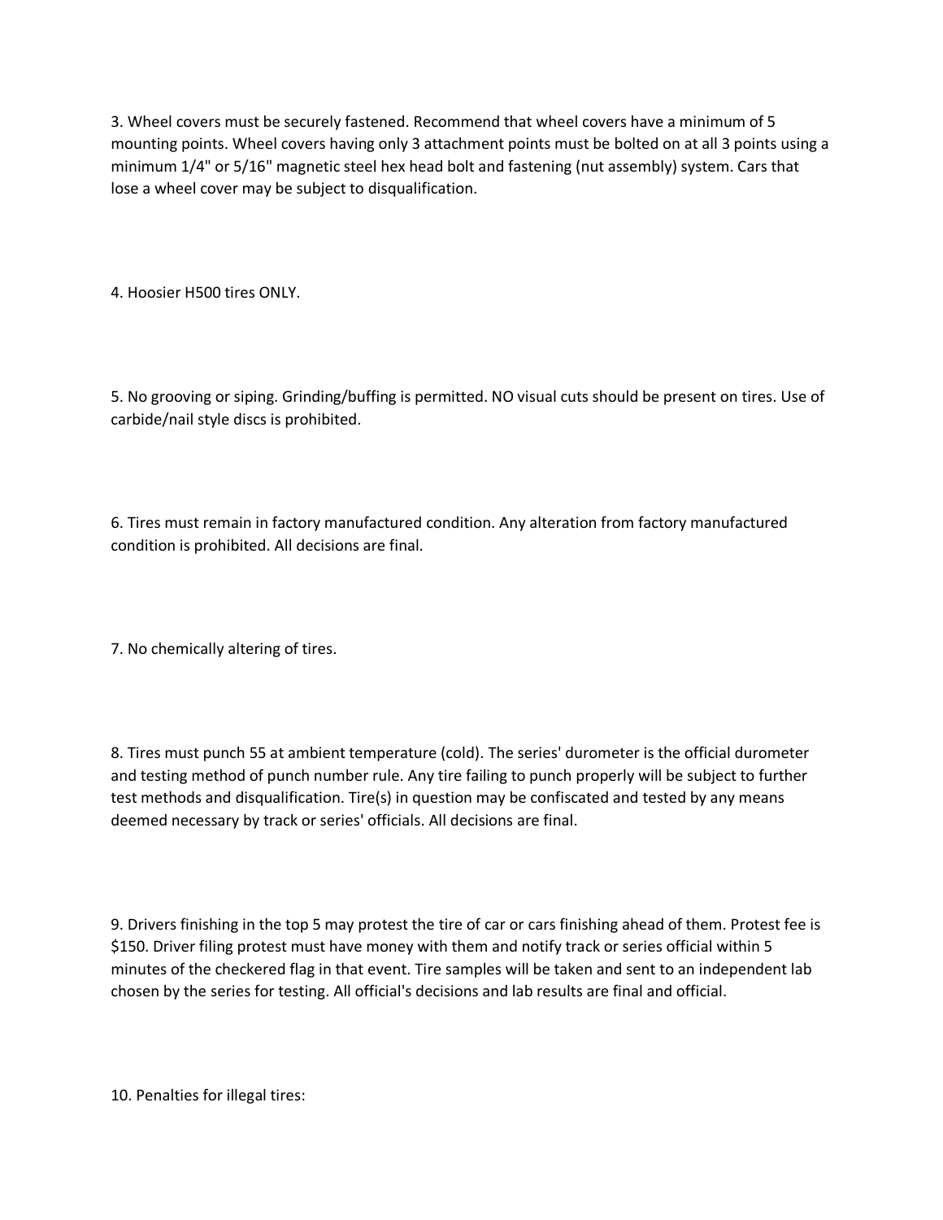3. Wheel covers must be securely fastened. Recommend that wheel covers have a minimum of 5 mounting points. Wheel covers having only 3 attachment points must be bolted on at all 3 points using a minimum 1/4" or 5/16" magnetic steel hex head bolt and fastening (nut assembly) system. Cars that lose a wheel cover may be subject to disqualification.

4. Hoosier H500 tires ONLY.

5. No grooving or siping. Grinding/buffing is permitted. NO visual cuts should be present on tires. Use of carbide/nail style discs is prohibited.

6. Tires must remain in factory manufactured condition. Any alteration from factory manufactured condition is prohibited. All decisions are final.

7. No chemically altering of tires.

8. Tires must punch 55 at ambient temperature (cold). The series' durometer is the official durometer and testing method of punch number rule. Any tire failing to punch properly will be subject to further test methods and disqualification. Tire(s) in question may be confiscated and tested by any means deemed necessary by track or series' officials. All decisions are final.

9. Drivers finishing in the top 5 may protest the tire of car or cars finishing ahead of them. Protest fee is $150. Driver filing protest must have money with them and notify track or series official within 5 minutes of the checkered flag in that event. Tire samples will be taken and sent to an independent lab chosen by the series for testing. All official's decisions and lab results are final and official.

10. Penalties for illegal tires: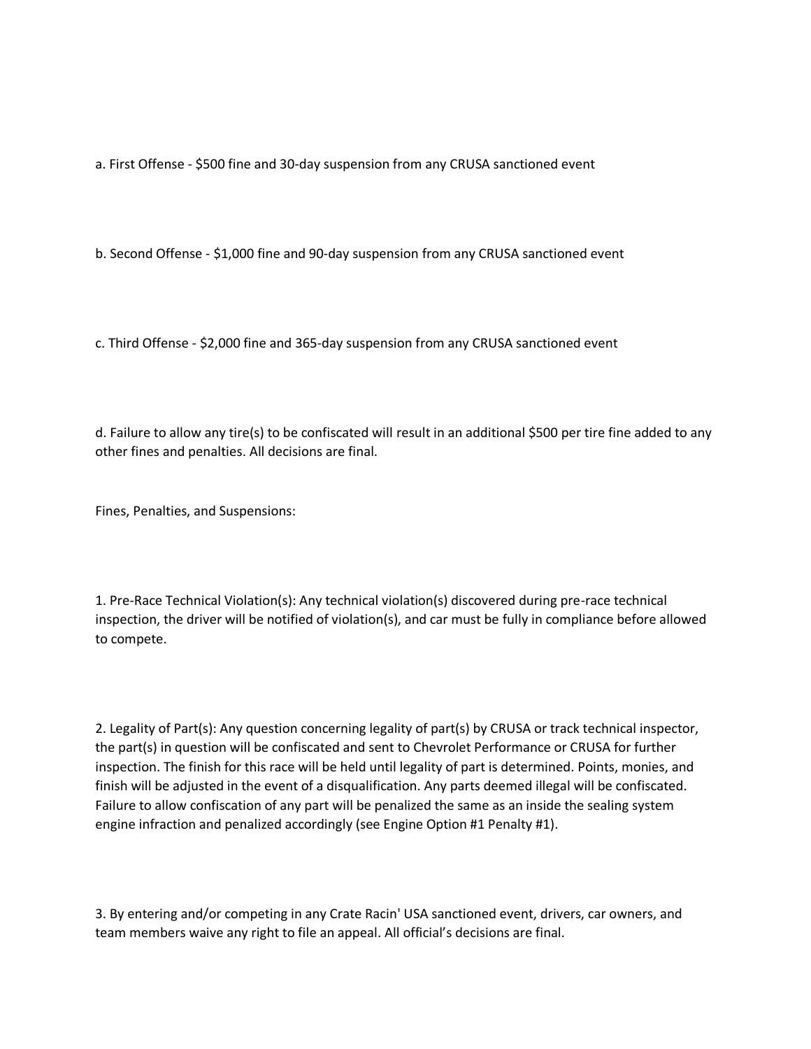a. First Offense - $500 fine and 30-day suspension from any CRUSA sanctioned event

b. Second Offense - $1,000 fine and 90-day suspension from any CRUSA sanctioned event

c. Third Offense - $2,000 fine and 365-day suspension from any CRUSA sanctioned event

d. Failure to allow any tire(s) to be confiscated will result in an additional $500 per tire fine added to any other fines and penalties. All decisions are final.

Fines, Penalties, and Suspensions:

1. Pre-Race Technical Violation(s): Any technical violation(s) discovered during pre-race technical inspection, the driver will be notified of violation(s), and car must be fully in compliance before allowed to compete.

2. Legality of Part(s): Any question concerning legality of part(s) by CRUSA or track technical inspector, the part(s) in question will be confiscated and sent to Chevrolet Performance or CRUSA for further inspection. The finish for this race will be held until legality of part is determined. Points, monies, and finish will be adjusted in the event of a disqualification. Any parts deemed illegal will be confiscated. Failure to allow confiscation of any part will be penalized the same as an inside the sealing system engine infraction and penalized accordingly (see Engine Option #1 Penalty #1).

3. By entering and/or competing in any Crate Racin' USA sanctioned event, drivers, car owners, and team members waive any right to file an appeal. All official's decisions are final.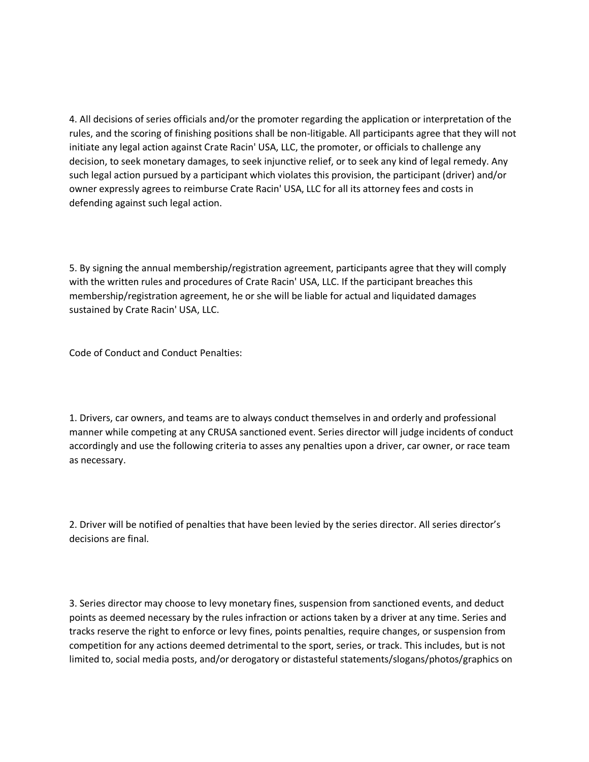4. All decisions of series officials and/or the promoter regarding the application or interpretation of the rules, and the scoring of finishing positions shall be non-litigable. All participants agree that they will not initiate any legal action against Crate Racin' USA, LLC, the promoter, or officials to challenge any decision, to seek monetary damages, to seek injunctive relief, or to seek any kind of legal remedy. Any such legal action pursued by a participant which violates this provision, the participant (driver) and/or owner expressly agrees to reimburse Crate Racin' USA, LLC for all its attorney fees and costs in defending against such legal action.

5. By signing the annual membership/registration agreement, participants agree that they will comply with the written rules and procedures of Crate Racin' USA, LLC. If the participant breaches this membership/registration agreement, he or she will be liable for actual and liquidated damages sustained by Crate Racin' USA, LLC.

Code of Conduct and Conduct Penalties:

1. Drivers, car owners, and teams are to always conduct themselves in and orderly and professional manner while competing at any CRUSA sanctioned event. Series director will judge incidents of conduct accordingly and use the following criteria to asses any penalties upon a driver, car owner, or race team as necessary.

2. Driver will be notified of penalties that have been levied by the series director. All series director's decisions are final.

3. Series director may choose to levy monetary fines, suspension from sanctioned events, and deduct points as deemed necessary by the rules infraction or actions taken by a driver at any time. Series and tracks reserve the right to enforce or levy fines, points penalties, require changes, or suspension from competition for any actions deemed detrimental to the sport, series, or track. This includes, but is not limited to, social media posts, and/or derogatory or distasteful statements/slogans/photos/graphics on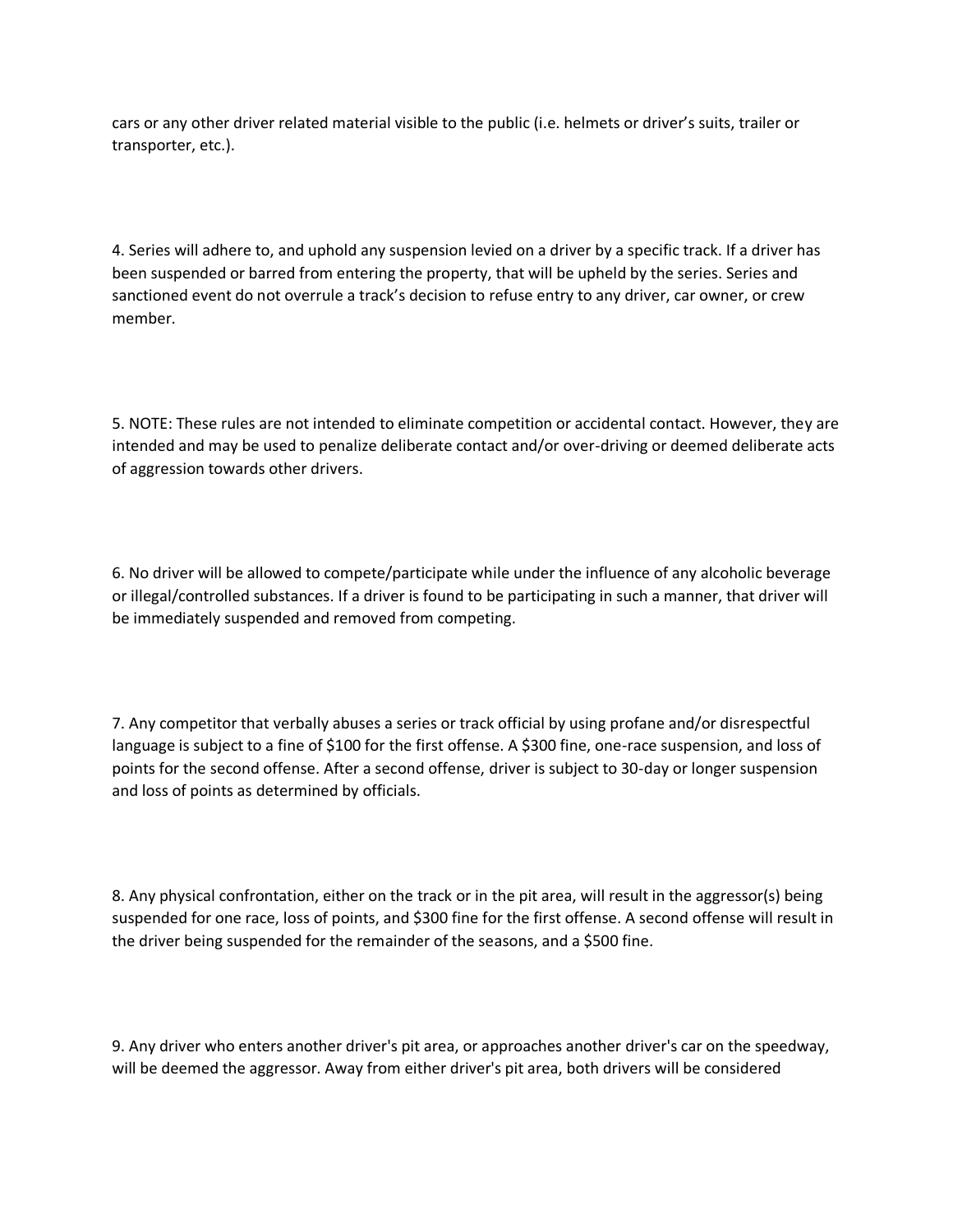cars or any other driver related material visible to the public (i.e. helmets or driver's suits, trailer or transporter, etc.).

4. Series will adhere to, and uphold any suspension levied on a driver by a specific track. If a driver has been suspended or barred from entering the property, that will be upheld by the series. Series and sanctioned event do not overrule a track's decision to refuse entry to any driver, car owner, or crew member.

5. NOTE: These rules are not intended to eliminate competition or accidental contact. However, they are intended and may be used to penalize deliberate contact and/or over-driving or deemed deliberate acts of aggression towards other drivers.

6. No driver will be allowed to compete/participate while under the influence of any alcoholic beverage or illegal/controlled substances. If a driver is found to be participating in such a manner, that driver will be immediately suspended and removed from competing.

7. Any competitor that verbally abuses a series or track official by using profane and/or disrespectful language is subject to a fine of $100 for the first offense. A $300 fine, one-race suspension, and loss of points for the second offense. After a second offense, driver is subject to 30-day or longer suspension and loss of points as determined by officials.

8. Any physical confrontation, either on the track or in the pit area, will result in the aggressor(s) being suspended for one race, loss of points, and $300 fine for the first offense. A second offense will result in the driver being suspended for the remainder of the seasons, and a $500 fine.

9. Any driver who enters another driver's pit area, or approaches another driver's car on the speedway, will be deemed the aggressor. Away from either driver's pit area, both drivers will be considered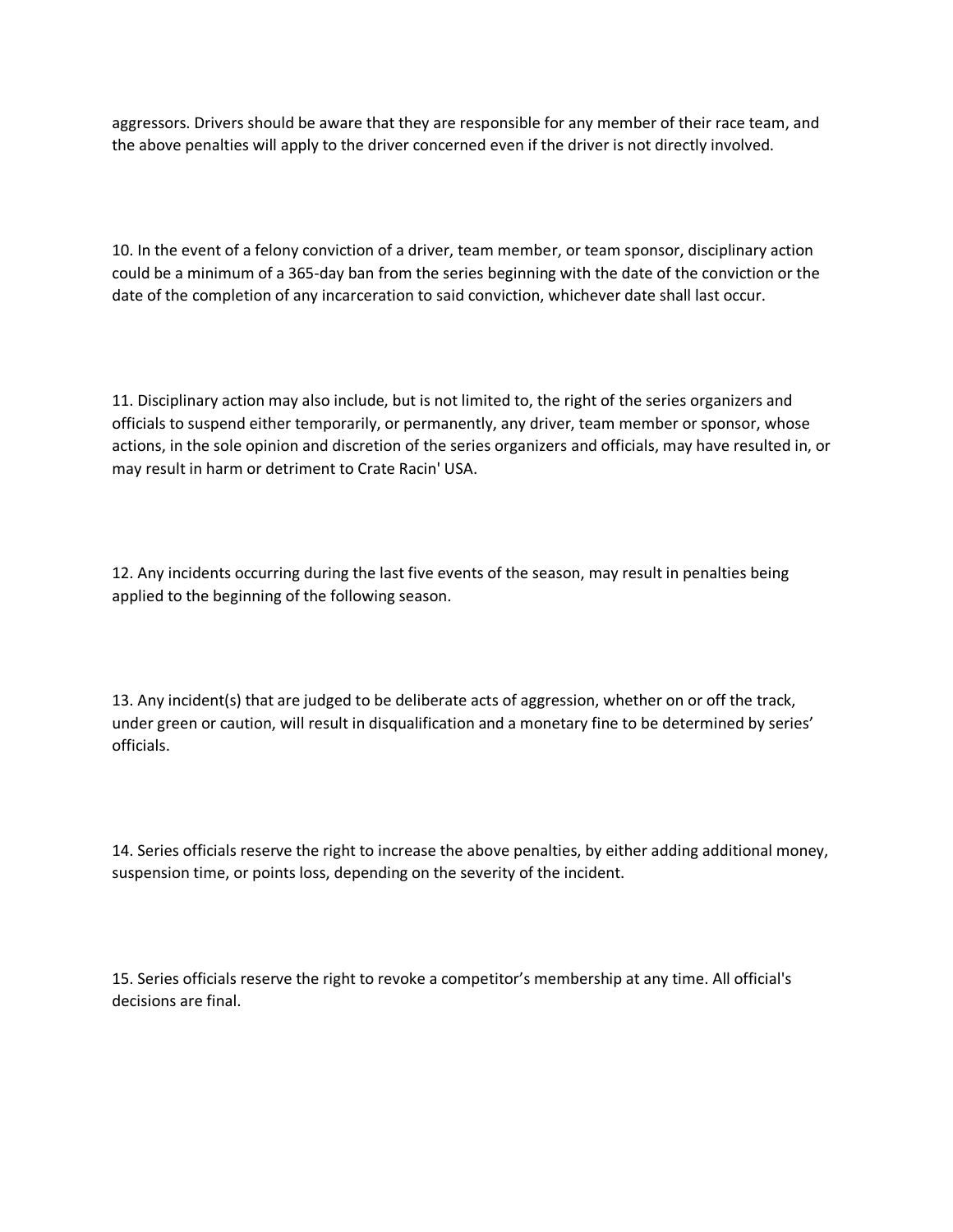aggressors. Drivers should be aware that they are responsible for any member of their race team, and the above penalties will apply to the driver concerned even if the driver is not directly involved.

10. In the event of a felony conviction of a driver, team member, or team sponsor, disciplinary action could be a minimum of a 365-day ban from the series beginning with the date of the conviction or the date of the completion of any incarceration to said conviction, whichever date shall last occur.

11. Disciplinary action may also include, but is not limited to, the right of the series organizers and officials to suspend either temporarily, or permanently, any driver, team member or sponsor, whose actions, in the sole opinion and discretion of the series organizers and officials, may have resulted in, or may result in harm or detriment to Crate Racin' USA.

12. Any incidents occurring during the last five events of the season, may result in penalties being applied to the beginning of the following season.

13. Any incident(s) that are judged to be deliberate acts of aggression, whether on or off the track, under green or caution, will result in disqualification and a monetary fine to be determined by series' officials.

14. Series officials reserve the right to increase the above penalties, by either adding additional money, suspension time, or points loss, depending on the severity of the incident.

15. Series officials reserve the right to revoke a competitor's membership at any time. All official's decisions are final.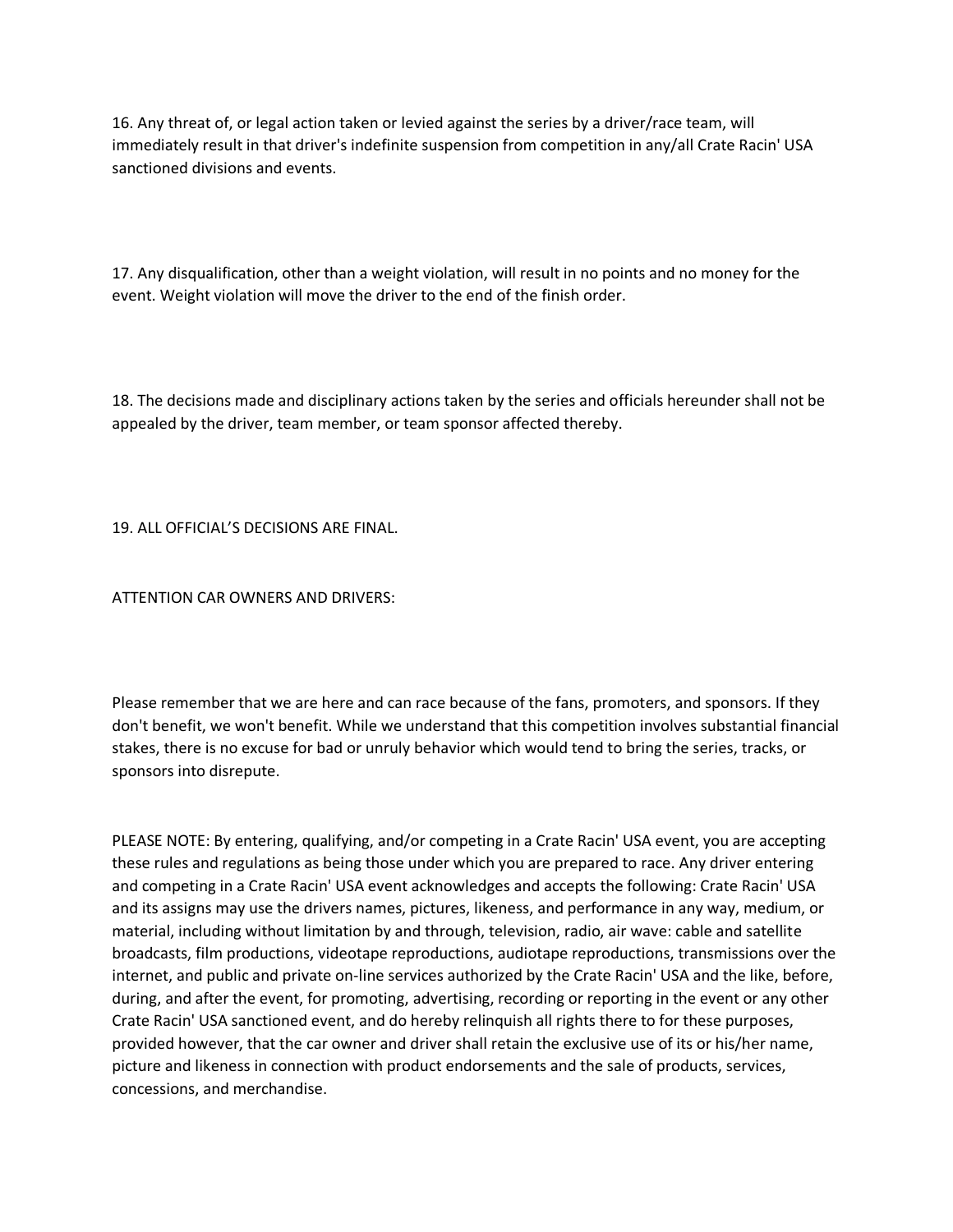16. Any threat of, or legal action taken or levied against the series by a driver/race team, will immediately result in that driver's indefinite suspension from competition in any/all Crate Racin' USA sanctioned divisions and events.

17. Any disqualification, other than a weight violation, will result in no points and no money for the event. Weight violation will move the driver to the end of the finish order.

18. The decisions made and disciplinary actions taken by the series and officials hereunder shall not be appealed by the driver, team member, or team sponsor affected thereby.

19. ALL OFFICIAL'S DECISIONS ARE FINAL.

ATTENTION CAR OWNERS AND DRIVERS:

Please remember that we are here and can race because of the fans, promoters, and sponsors. If they don't benefit, we won't benefit. While we understand that this competition involves substantial financial stakes, there is no excuse for bad or unruly behavior which would tend to bring the series, tracks, or sponsors into disrepute.

PLEASE NOTE: By entering, qualifying, and/or competing in a Crate Racin' USA event, you are accepting these rules and regulations as being those under which you are prepared to race. Any driver entering and competing in a Crate Racin' USA event acknowledges and accepts the following: Crate Racin' USA and its assigns may use the drivers names, pictures, likeness, and performance in any way, medium, or material, including without limitation by and through, television, radio, air wave: cable and satellite broadcasts, film productions, videotape reproductions, audiotape reproductions, transmissions over the internet, and public and private on-line services authorized by the Crate Racin' USA and the like, before, during, and after the event, for promoting, advertising, recording or reporting in the event or any other Crate Racin' USA sanctioned event, and do hereby relinquish all rights there to for these purposes, provided however, that the car owner and driver shall retain the exclusive use of its or his/her name, picture and likeness in connection with product endorsements and the sale of products, services, concessions, and merchandise.